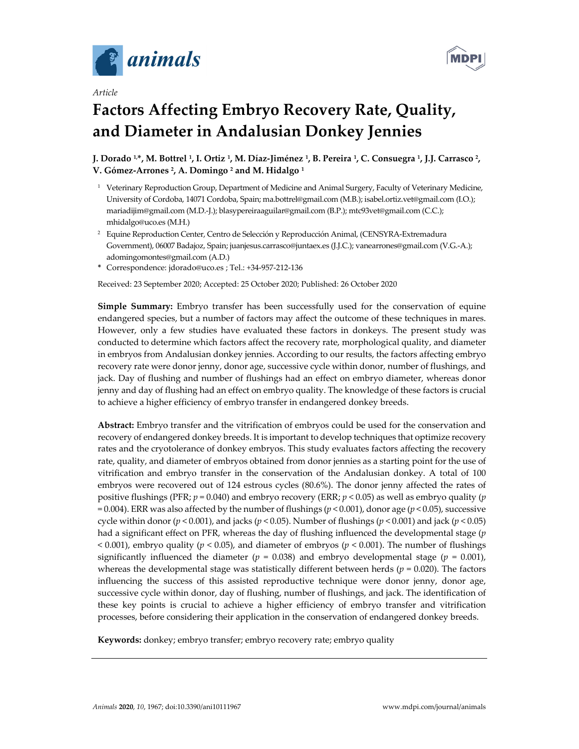*Article*

# Factors Affecting Embryo Recovery Rate, Quality, and Diameter in Andalusian Donkey Jennies

**J. Dorado [1,*], M. Bottrel [1], I. Ortiz [1], M. Díaz-Jiménez [1], B. Pereira [1], C. Consuegra [1], J.J. Carrasco [2], V. Gómez-Arrones [2], A. Domingo [2] and M. Hidalgo [1]**

[1] Veterinary Reproduction Group, Department of Medicine and Animal Surgery, Faculty of Veterinary Medicine, University of Cordoba, 14071 Cordoba, Spain; ma.bottrel@gmail.com (M.B.); isabel.ortiz.vet@gmail.com (I.O.); mariadijim@gmail.com (M.D.-J.); blasypereiraaguilar@gmail.com (B.P.); mtc93vet@gmail.com (C.C.); mhidalgo@uco.es (M.H.)

[2] Equine Reproduction Center, Centro de Selección y Reproducción Animal, (CENSYRA-Extremadura Government), 06007 Badajoz, Spain; juanjesus.carrasco@juntaex.es (J.J.C.); vanearrones@gmail.com (V.G.-A.); adomingomontes@gmail.com (A.D.)

\* Correspondence: jdorado@uco.es ; Tel.: +34-957-212-136

Received: 23 September 2020; Accepted: 25 October 2020; Published: 26 October 2020

**Simple Summary:** Embryo transfer has been successfully used for the conservation of equine endangered species, but a number of factors may affect the outcome of these techniques in mares. However, only a few studies have evaluated these factors in donkeys. The present study was conducted to determine which factors affect the recovery rate, morphological quality, and diameter in embryos from Andalusian donkey jennies. According to our results, the factors affecting embryo recovery rate were donor jenny, donor age, successive cycle within donor, number of flushings, and jack. Day of flushing and number of flushings had an effect on embryo diameter, whereas donor jenny and day of flushing had an effect on embryo quality. The knowledge of these factors is crucial to achieve a higher efficiency of embryo transfer in endangered donkey breeds.

**Abstract:** Embryo transfer and the vitrification of embryos could be used for the conservation and recovery of endangered donkey breeds. It is important to develop techniques that optimize recovery rates and the cryotolerance of donkey embryos. This study evaluates factors affecting the recovery rate, quality, and diameter of embryos obtained from donor jennies as a starting point for the use of vitrification and embryo transfer in the conservation of the Andalusian donkey. A total of 100 embryos were recovered out of 124 estrous cycles (80.6%). The donor jenny affected the rates of positive flushings (PFR; $p = 0.040$) and embryo recovery (ERR; $p < 0.05$) as well as embryo quality ($p = 0.004$). ERR was also affected by the number of flushings ($p < 0.001$), donor age ($p < 0.05$), successive cycle within donor ($p < 0.001$), and jacks ($p < 0.05$). Number of flushings ($p < 0.001$) and jack ($p < 0.05$) had a significant effect on PFR, whereas the day of flushing influenced the developmental stage ($p < 0.001$), embryo quality ($p < 0.05$), and diameter of embryos ($p < 0.001$). The number of flushings significantly influenced the diameter ($p = 0.038$) and embryo developmental stage ($p = 0.001$), whereas the developmental stage was statistically different between herds ($p = 0.020$). The factors influencing the success of this assisted reproductive technique were donor jenny, donor age, successive cycle within donor, day of flushing, number of flushings, and jack. The identification of these key points is crucial to achieve a higher efficiency of embryo transfer and vitrification processes, before considering their application in the conservation of endangered donkey breeds.

**Keywords:** donkey; embryo transfer; embryo recovery rate; embryo quality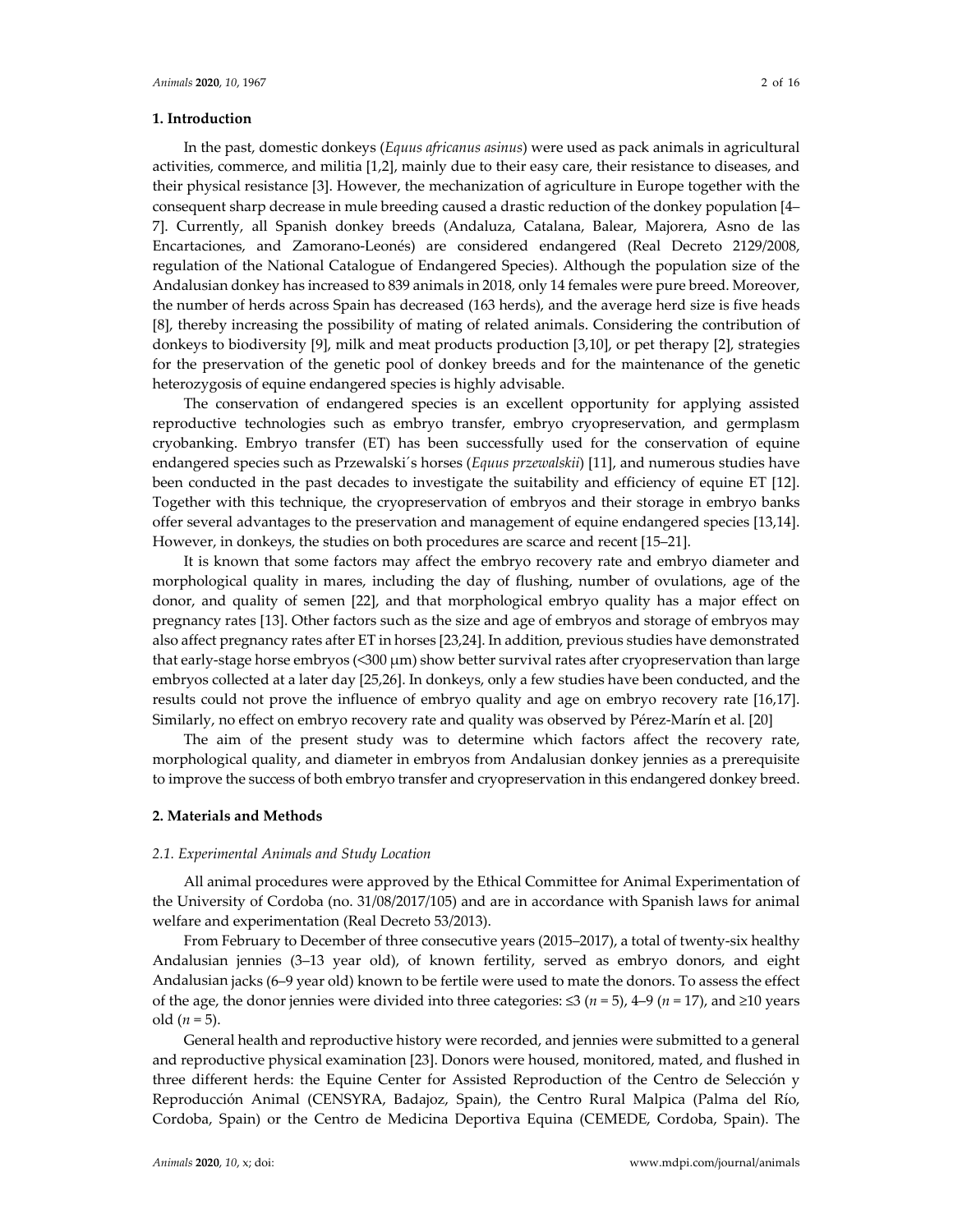## 1. Introduction

In the past, domestic donkeys (*Equus africanus asinus*) were used as pack animals in agricultural activities, commerce, and militia [1,2], mainly due to their easy care, their resistance to diseases, and their physical resistance [3]. However, the mechanization of agriculture in Europe together with the consequent sharp decrease in mule breeding caused a drastic reduction of the donkey population [4–7]. Currently, all Spanish donkey breeds (Andaluza, Catalana, Balear, Majorera, Asno de las Encartaciones, and Zamorano-Leonés) are considered endangered (Real Decreto 2129/2008, regulation of the National Catalogue of Endangered Species). Although the population size of the Andalusian donkey has increased to 839 animals in 2018, only 14 females were pure breed. Moreover, the number of herds across Spain has decreased (163 herds), and the average herd size is five heads [8], thereby increasing the possibility of mating of related animals. Considering the contribution of donkeys to biodiversity [9], milk and meat products production [3,10], or pet therapy [2], strategies for the preservation of the genetic pool of donkey breeds and for the maintenance of the genetic heterozygosis of equine endangered species is highly advisable.

The conservation of endangered species is an excellent opportunity for applying assisted reproductive technologies such as embryo transfer, embryo cryopreservation, and germplasm cryobanking. Embryo transfer (ET) has been successfully used for the conservation of equine endangered species such as Przewalski´s horses (*Equus przewalskii*) [11], and numerous studies have been conducted in the past decades to investigate the suitability and efficiency of equine ET [12]. Together with this technique, the cryopreservation of embryos and their storage in embryo banks offer several advantages to the preservation and management of equine endangered species [13,14]. However, in donkeys, the studies on both procedures are scarce and recent [15–21].

It is known that some factors may affect the embryo recovery rate and embryo diameter and morphological quality in mares, including the day of flushing, number of ovulations, age of the donor, and quality of semen [22], and that morphological embryo quality has a major effect on pregnancy rates [13]. Other factors such as the size and age of embryos and storage of embryos may also affect pregnancy rates after ET in horses [23,24]. In addition, previous studies have demonstrated that early-stage horse embryos (<300 μm) show better survival rates after cryopreservation than large embryos collected at a later day [25,26]. In donkeys, only a few studies have been conducted, and the results could not prove the influence of embryo quality and age on embryo recovery rate [16,17]. Similarly, no effect on embryo recovery rate and quality was observed by Pérez-Marín et al. [20]

The aim of the present study was to determine which factors affect the recovery rate, morphological quality, and diameter in embryos from Andalusian donkey jennies as a prerequisite to improve the success of both embryo transfer and cryopreservation in this endangered donkey breed.

## 2. Materials and Methods

### *2.1. Experimental Animals and Study Location*

All animal procedures were approved by the Ethical Committee for Animal Experimentation of the University of Cordoba (no. 31/08/2017/105) and are in accordance with Spanish laws for animal welfare and experimentation (Real Decreto 53/2013).

From February to December of three consecutive years (2015–2017), a total of twenty-six healthy Andalusian jennies (3–13 year old), of known fertility, served as embryo donors, and eight Andalusian jacks (6–9 year old) known to be fertile were used to mate the donors. To assess the effect of the age, the donor jennies were divided into three categories: ≤3 ($n = 5$), 4–9 ($n = 17$), and ≥10 years old ($n = 5$).

General health and reproductive history were recorded, and jennies were submitted to a general and reproductive physical examination [23]. Donors were housed, monitored, mated, and flushed in three different herds: the Equine Center for Assisted Reproduction of the Centro de Selección y Reproducción Animal (CENSYRA, Badajoz, Spain), the Centro Rural Malpica (Palma del Río, Cordoba, Spain) or the Centro de Medicina Deportiva Equina (CEMEDE, Cordoba, Spain). The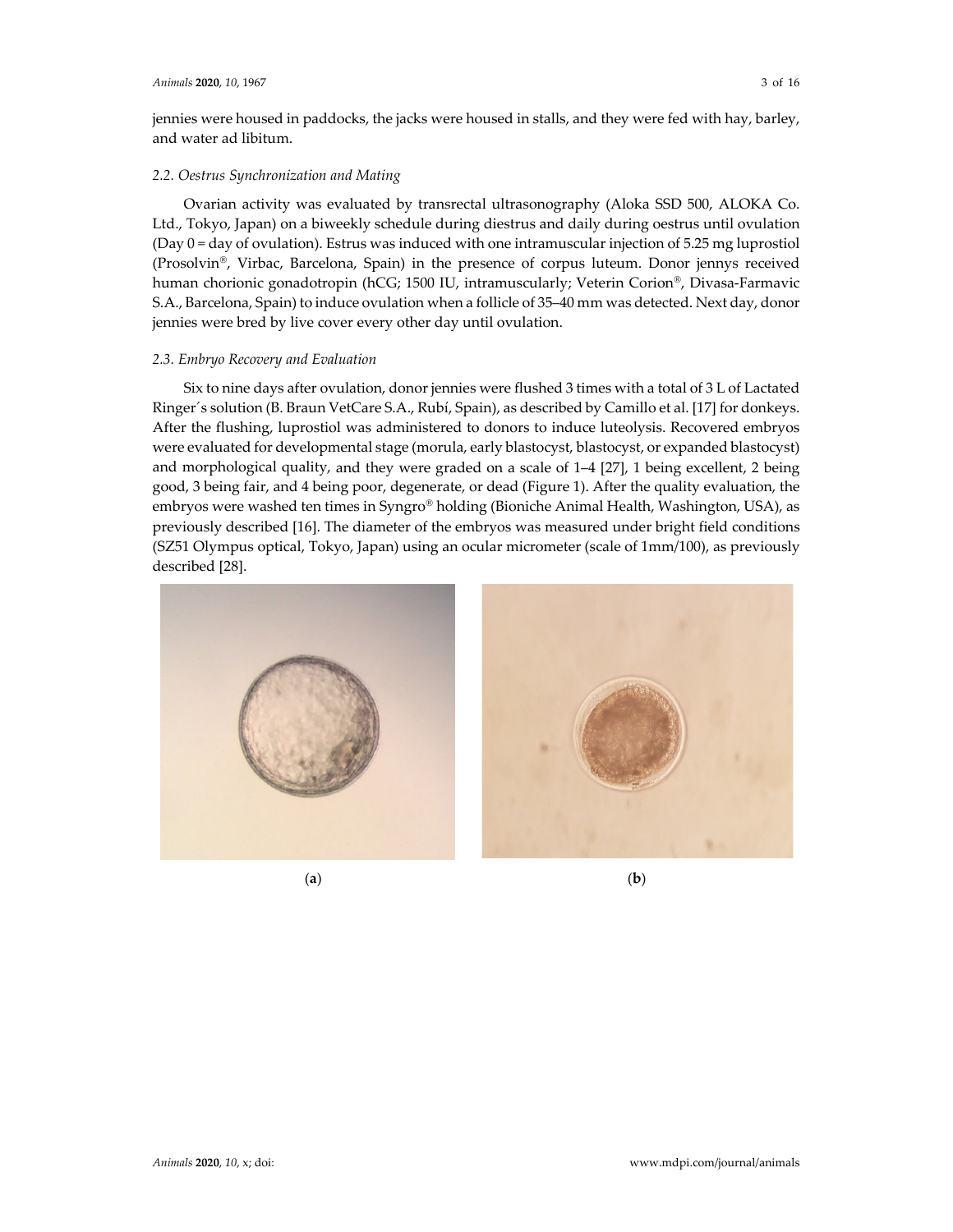jennies were housed in paddocks, the jacks were housed in stalls, and they were fed with hay, barley, and water ad libitum.

### 2.2. Oestrus Synchronization and Mating

Ovarian activity was evaluated by transrectal ultrasonography (Aloka SSD 500, ALOKA Co. Ltd., Tokyo, Japan) on a biweekly schedule during diestrus and daily during oestrus until ovulation (Day 0 = day of ovulation). Estrus was induced with one intramuscular injection of 5.25 mg luprostiol (Prosolvin®, Virbac, Barcelona, Spain) in the presence of corpus luteum. Donor jennys received human chorionic gonadotropin (hCG; 1500 IU, intramuscularly; Veterin Corion®, Divasa-Farmavic S.A., Barcelona, Spain) to induce ovulation when a follicle of 35–40 mm was detected. Next day, donor jennies were bred by live cover every other day until ovulation.

### 2.3. Embryo Recovery and Evaluation

Six to nine days after ovulation, donor jennies were flushed 3 times with a total of 3 L of Lactated Ringer´s solution (B. Braun VetCare S.A., Rubí, Spain), as described by Camillo et al. [17] for donkeys. After the flushing, luprostiol was administered to donors to induce luteolysis. Recovered embryos were evaluated for developmental stage (morula, early blastocyst, blastocyst, or expanded blastocyst) and morphological quality, and they were graded on a scale of 1–4 [27], 1 being excellent, 2 being good, 3 being fair, and 4 being poor, degenerate, or dead (Figure 1). After the quality evaluation, the embryos were washed ten times in Syngro® holding (Bioniche Animal Health, Washington, USA), as previously described [16]. The diameter of the embryos was measured under bright field conditions (SZ51 Olympus optical, Tokyo, Japan) using an ocular micrometer (scale of 1mm/100), as previously described [28].

(**a**) (**b**)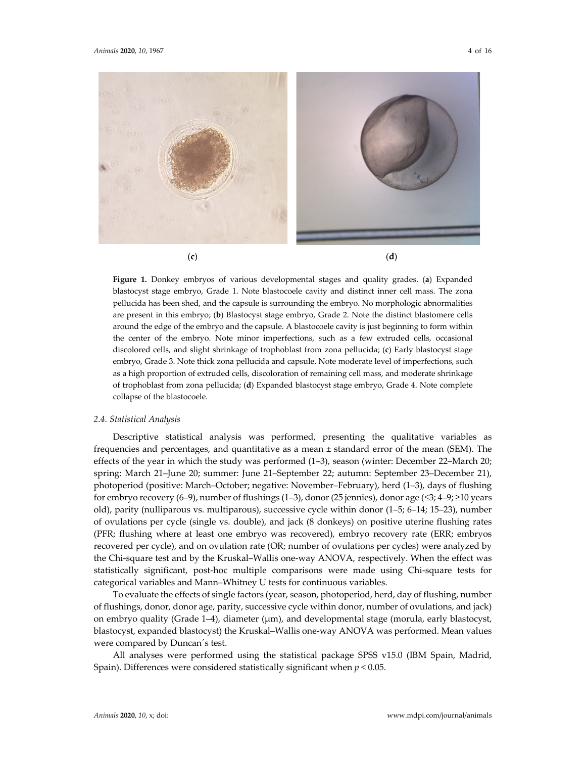(**c**) (**d**)

**Figure 1.** Donkey embryos of various developmental stages and quality grades. (**a**) Expanded blastocyst stage embryo, Grade 1. Note blastocoele cavity and distinct inner cell mass. The zona pellucida has been shed, and the capsule is surrounding the embryo. No morphologic abnormalities are present in this embryo; (**b**) Blastocyst stage embryo, Grade 2. Note the distinct blastomere cells around the edge of the embryo and the capsule. A blastocoele cavity is just beginning to form within the center of the embryo. Note minor imperfections, such as a few extruded cells, occasional discolored cells, and slight shrinkage of trophoblast from zona pellucida; (**c**) Early blastocyst stage embryo, Grade 3. Note thick zona pellucida and capsule. Note moderate level of imperfections, such as a high proportion of extruded cells, discoloration of remaining cell mass, and moderate shrinkage of trophoblast from zona pellucida; (**d**) Expanded blastocyst stage embryo, Grade 4. Note complete collapse of the blastocoele.

*2.4. Statistical Analysis*

Descriptive statistical analysis was performed, presenting the qualitative variables as frequencies and percentages, and quantitative as a mean ± standard error of the mean (SEM). The effects of the year in which the study was performed (1–3), season (winter: December 22–March 20; spring: March 21–June 20; summer: June 21–September 22; autumn: September 23–December 21), photoperiod (positive: March–October; negative: November–February), herd (1–3), days of flushing for embryo recovery (6–9), number of flushings (1–3), donor (25 jennies), donor age (≤3; 4–9; ≥10 years old), parity (nulliparous vs. multiparous), successive cycle within donor (1–5; 6–14; 15–23), number of ovulations per cycle (single vs. double), and jack (8 donkeys) on positive uterine flushing rates (PFR; flushing where at least one embryo was recovered), embryo recovery rate (ERR; embryos recovered per cycle), and on ovulation rate (OR; number of ovulations per cycles) were analyzed by the Chi-square test and by the Kruskal–Wallis one-way ANOVA, respectively. When the effect was statistically significant, post-hoc multiple comparisons were made using Chi-square tests for categorical variables and Mann–Whitney U tests for continuous variables.

To evaluate the effects of single factors (year, season, photoperiod, herd, day of flushing, number of flushings, donor, donor age, parity, successive cycle within donor, number of ovulations, and jack) on embryo quality (Grade 1–4), diameter (μm), and developmental stage (morula, early blastocyst, blastocyst, expanded blastocyst) the Kruskal–Wallis one-way ANOVA was performed. Mean values were compared by Duncan´s test.

All analyses were performed using the statistical package SPSS v15.0 (IBM Spain, Madrid, Spain). Differences were considered statistically significant when $p < 0.05$.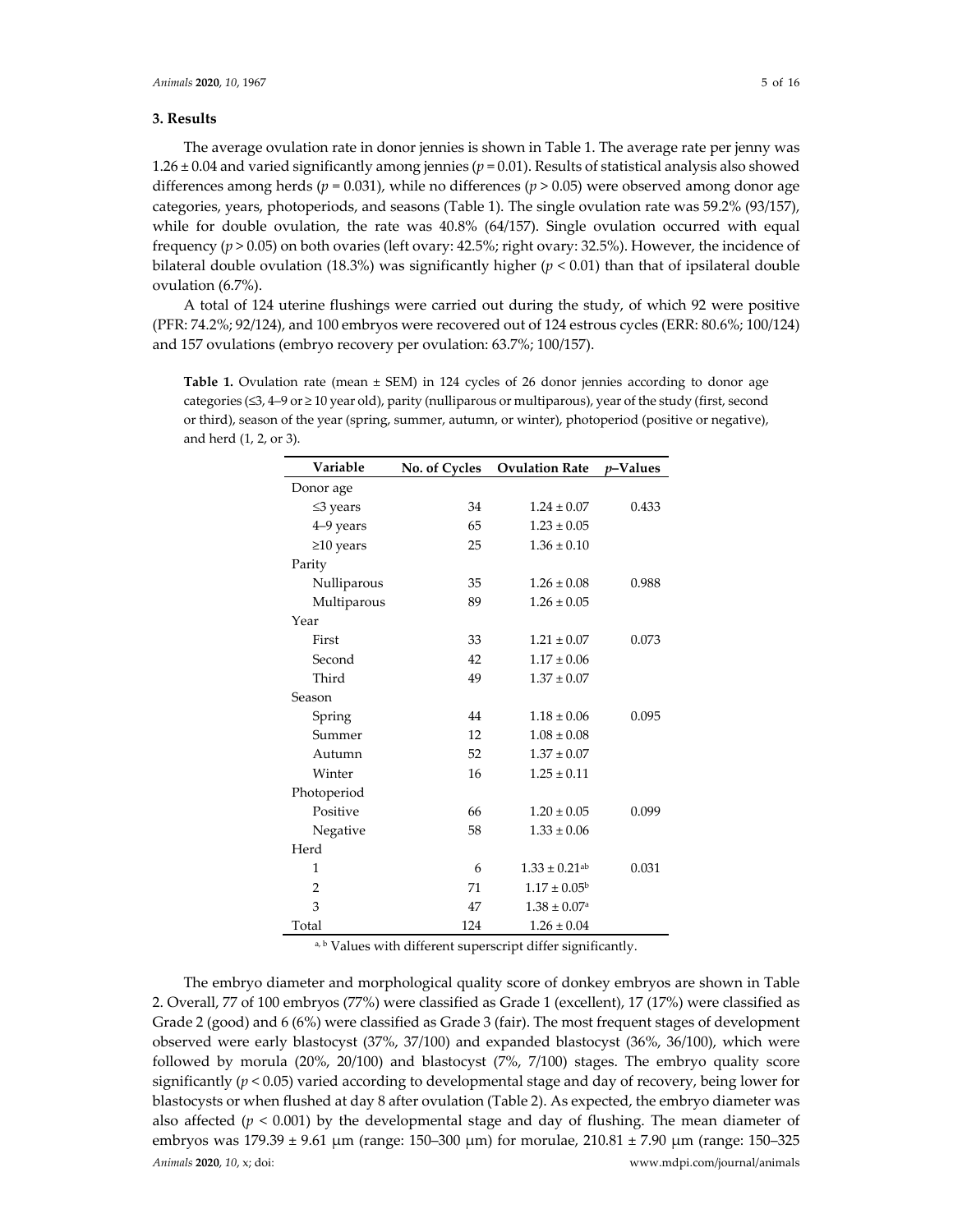## 3. Results

The average ovulation rate in donor jennies is shown in Table 1. The average rate per jenny was 1.26 ± 0.04 and varied significantly among jennies ($p = 0.01$). Results of statistical analysis also showed differences among herds ($p = 0.031$), while no differences ($p > 0.05$) were observed among donor age categories, years, photoperiods, and seasons (Table 1). The single ovulation rate was 59.2% (93/157), while for double ovulation, the rate was 40.8% (64/157). Single ovulation occurred with equal frequency ($p > 0.05$) on both ovaries (left ovary: 42.5%; right ovary: 32.5%). However, the incidence of bilateral double ovulation (18.3%) was significantly higher ($p < 0.01$) than that of ipsilateral double ovulation (6.7%).

A total of 124 uterine flushings were carried out during the study, of which 92 were positive (PFR: 74.2%; 92/124), and 100 embryos were recovered out of 124 estrous cycles (ERR: 80.6%; 100/124) and 157 ovulations (embryo recovery per ovulation: 63.7%; 100/157).

**Table 1.** Ovulation rate (mean ± SEM) in 124 cycles of 26 donor jennies according to donor age categories (≤3, 4–9 or ≥ 10 year old), parity (nulliparous or multiparous), year of the study (first, second or third), season of the year (spring, summer, autumn, or winter), photoperiod (positive or negative), and herd (1, 2, or 3).

| Variable | No. of Cycles | Ovulation Rate | *p*–Values |
|---|---|---|---|
| Donor age | | | |
| ≤3 years | 34 | 1.24 ± 0.07 | 0.433 |
| 4–9 years | 65 | 1.23 ± 0.05 | |
| ≥10 years | 25 | 1.36 ± 0.10 | |
| Parity | | | |
| Nulliparous | 35 | 1.26 ± 0.08 | 0.988 |
| Multiparous | 89 | 1.26 ± 0.05 | |
| Year | | | |
| First | 33 | 1.21 ± 0.07 | 0.073 |
| Second | 42 | 1.17 ± 0.06 | |
| Third | 49 | 1.37 ± 0.07 | |
| Season | | | |
| Spring | 44 | 1.18 ± 0.06 | 0.095 |
| Summer | 12 | 1.08 ± 0.08 | |
| Autumn | 52 | 1.37 ± 0.07 | |
| Winter | 16 | 1.25 ± 0.11 | |
| Photoperiod | | | |
| Positive | 66 | 1.20 ± 0.05 | 0.099 |
| Negative | 58 | 1.33 ± 0.06 | |
| Herd | | | |
| 1 | 6 | 1.33 ± 0.21[ab] | 0.031 |
| 2 | 71 | 1.17 ± 0.05[b] | |
| 3 | 47 | 1.38 ± 0.07[a] | |
| Total | 124 | 1.26 ± 0.04 | |

[a, b] Values with different superscript differ significantly.

The embryo diameter and morphological quality score of donkey embryos are shown in Table 2. Overall, 77 of 100 embryos (77%) were classified as Grade 1 (excellent), 17 (17%) were classified as Grade 2 (good) and 6 (6%) were classified as Grade 3 (fair). The most frequent stages of development observed were early blastocyst (37%, 37/100) and expanded blastocyst (36%, 36/100), which were followed by morula (20%, 20/100) and blastocyst (7%, 7/100) stages. The embryo quality score significantly ($p < 0.05$) varied according to developmental stage and day of recovery, being lower for blastocysts or when flushed at day 8 after ovulation (Table 2). As expected, the embryo diameter was also affected ($p < 0.001$) by the developmental stage and day of flushing. The mean diameter of embryos was 179.39 ± 9.61 μm (range: 150–300 μm) for morulae, 210.81 ± 7.90 μm (range: 150–325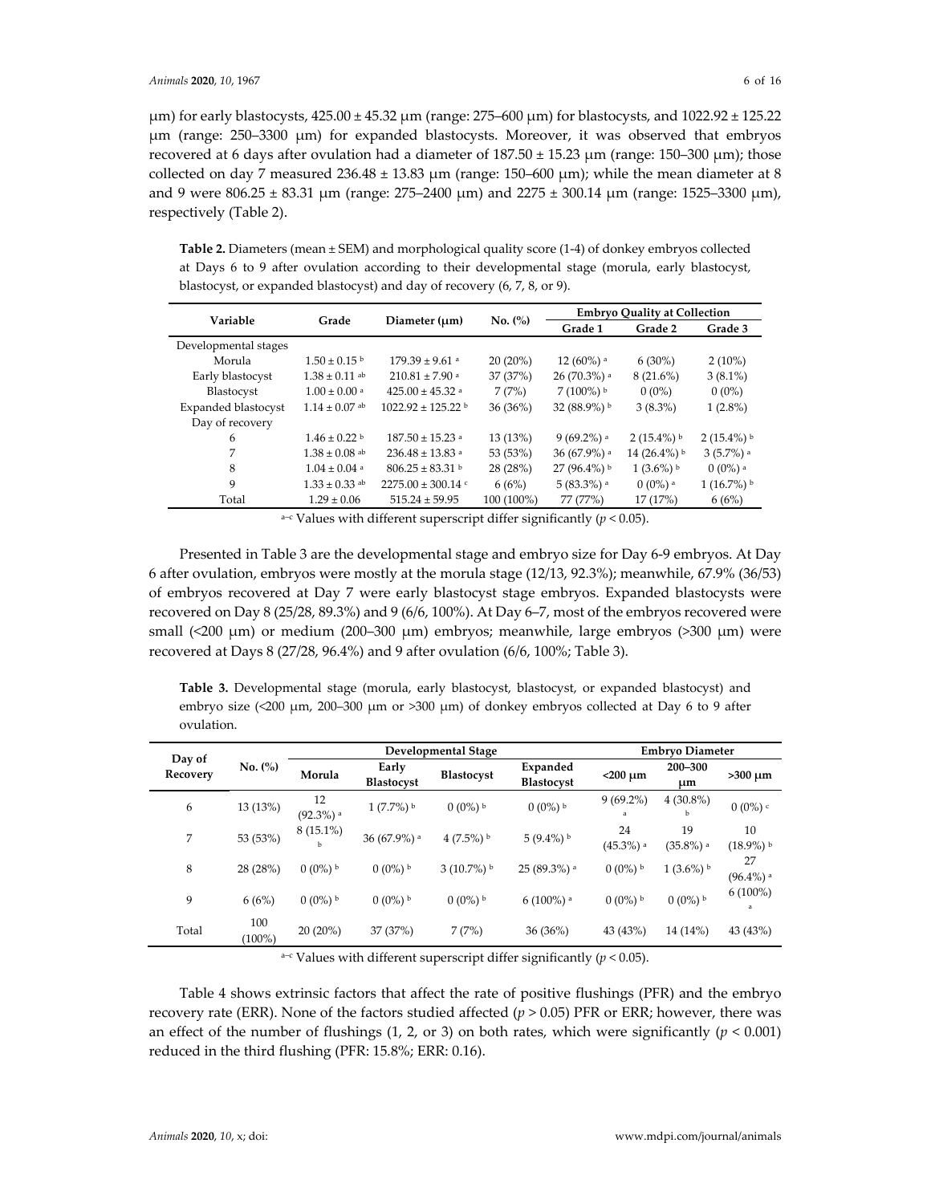μm) for early blastocysts, 425.00 ± 45.32 μm (range: 275–600 μm) for blastocysts, and 1022.92 ± 125.22 μm (range: 250–3300 μm) for expanded blastocysts. Moreover, it was observed that embryos recovered at 6 days after ovulation had a diameter of 187.50 ± 15.23 μm (range: 150–300 μm); those collected on day 7 measured 236.48 ± 13.83 μm (range: 150–600 μm); while the mean diameter at 8 and 9 were 806.25 ± 83.31 μm (range: 275–2400 μm) and 2275 ± 300.14 μm (range: 1525–3300 μm), respectively (Table 2).

**Table 2.** Diameters (mean ± SEM) and morphological quality score (1-4) of donkey embryos collected at Days 6 to 9 after ovulation according to their developmental stage (morula, early blastocyst, blastocyst, or expanded blastocyst) and day of recovery (6, 7, 8, or 9).

| Variable | Grade | Diameter (μm) | No. (%) | Embryo Quality at Collection | | |
|---|---|---|---|---|---|---|
| | | | | Grade 1 | Grade 2 | Grade 3 |
| Developmental stages | | | | | | |
| Morula | 1.50 ± 0.15 [b] | 179.39 ± 9.61 [a] | 20 (20%) | 12 (60%) [a] | 6 (30%) | 2 (10%) |
| Early blastocyst | 1.38 ± 0.11 [ab] | 210.81 ± 7.90 [a] | 37 (37%) | 26 (70.3%) [a] | 8 (21.6%) | 3 (8.1%) |
| Blastocyst | 1.00 ± 0.00 [a] | 425.00 ± 45.32 [a] | 7 (7%) | 7 (100%) [b] | 0 (0%) | 0 (0%) |
| Expanded blastocyst | 1.14 ± 0.07 [ab] | 1022.92 ± 125.22 [b] | 36 (36%) | 32 (88.9%) [b] | 3 (8.3%) | 1 (2.8%) |
| Day of recovery | | | | | | |
| 6 | 1.46 ± 0.22 [b] | 187.50 ± 15.23 [a] | 13 (13%) | 9 (69.2%) [a] | 2 (15.4%) [b] | 2 (15.4%) [b] |
| 7 | 1.38 ± 0.08 [ab] | 236.48 ± 13.83 [a] | 53 (53%) | 36 (67.9%) [a] | 14 (26.4%) [b] | 3 (5.7%) [a] |
| 8 | 1.04 ± 0.04 [a] | 806.25 ± 83.31 [b] | 28 (28%) | 27 (96.4%) [b] | 1 (3.6%) [b] | 0 (0%) [a] |
| 9 | 1.33 ± 0.33 [ab] | 2275.00 ± 300.14 [c] | 6 (6%) | 5 (83.3%) [a] | 0 (0%) [a] | 1 (16.7%) [b] |
| Total | 1.29 ± 0.06 | 515.24 ± 59.95 | 100 (100%) | 77 (77%) | 17 (17%) | 6 (6%) |

[a–c] Values with different superscript differ significantly ($p < 0.05$).

Presented in Table 3 are the developmental stage and embryo size for Day 6-9 embryos. At Day 6 after ovulation, embryos were mostly at the morula stage (12/13, 92.3%); meanwhile, 67.9% (36/53) of embryos recovered at Day 7 were early blastocyst stage embryos. Expanded blastocysts were recovered on Day 8 (25/28, 89.3%) and 9 (6/6, 100%). At Day 6–7, most of the embryos recovered were small (<200 μm) or medium (200–300 μm) embryos; meanwhile, large embryos (>300 μm) were recovered at Days 8 (27/28, 96.4%) and 9 after ovulation (6/6, 100%; Table 3).

**Table 3.** Developmental stage (morula, early blastocyst, blastocyst, or expanded blastocyst) and embryo size (<200 μm, 200–300 μm or >300 μm) of donkey embryos collected at Day 6 to 9 after ovulation.

| Day of Recovery | No. (%) | Developmental Stage | | | | Embryo Diameter | | |
|---|---|---|---|---|---|---|---|---|
| | | Morula | Early Blastocyst | Blastocyst | Expanded Blastocyst | <200 μm | 200–300 μm | >300 μm |
| 6 | 13 (13%) | 12 (92.3%) [a] | 1 (7.7%) [b] | 0 (0%) [b] | 0 (0%) [b] | 9 (69.2%) [a] | 4 (30.8%) [b] | 0 (0%) [c] |
| 7 | 53 (53%) | 8 (15.1%) [b] | 36 (67.9%) [a] | 4 (7.5%) [b] | 5 (9.4%) [b] | 24 (45.3%) [a] | 19 (35.8%) [a] | 10 (18.9%) [b] |
| 8 | 28 (28%) | 0 (0%) [b] | 0 (0%) [b] | 3 (10.7%) [b] | 25 (89.3%) [a] | 0 (0%) [b] | 1 (3.6%) [b] | 27 (96.4%) [a] |
| 9 | 6 (6%) | 0 (0%) [b] | 0 (0%) [b] | 0 (0%) [b] | 6 (100%) [a] | 0 (0%) [b] | 0 (0%) [b] | 6 (100%) [a] |
| Total | 100 (100%) | 20 (20%) | 37 (37%) | 7 (7%) | 36 (36%) | 43 (43%) | 14 (14%) | 43 (43%) |

[a–c] Values with different superscript differ significantly ($p < 0.05$).

Table 4 shows extrinsic factors that affect the rate of positive flushings (PFR) and the embryo recovery rate (ERR). None of the factors studied affected ($p > 0.05$) PFR or ERR; however, there was an effect of the number of flushings (1, 2, or 3) on both rates, which were significantly ($p < 0.001$) reduced in the third flushing (PFR: 15.8%; ERR: 0.16).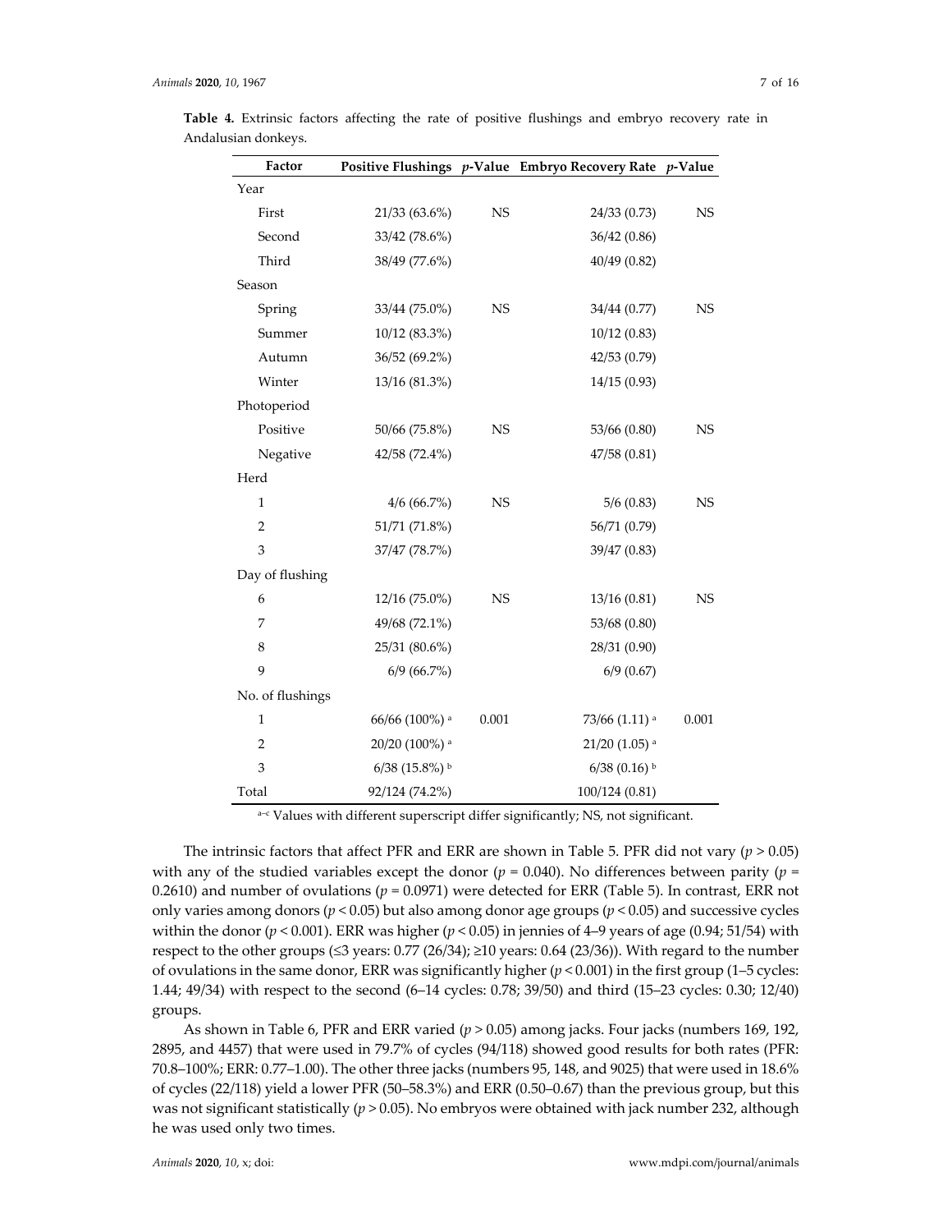**Table 4.** Extrinsic factors affecting the rate of positive flushings and embryo recovery rate in Andalusian donkeys.

| Factor | Positive Flushings | *p*-Value | Embryo Recovery Rate | *p*-Value |
|---|---|---|---|---|
| Year | | | | |
| First | 21/33 (63.6%) | NS | 24/33 (0.73) | NS |
| Second | 33/42 (78.6%) | | 36/42 (0.86) | |
| Third | 38/49 (77.6%) | | 40/49 (0.82) | |
| Season | | | | |
| Spring | 33/44 (75.0%) | NS | 34/44 (0.77) | NS |
| Summer | 10/12 (83.3%) | | 10/12 (0.83) | |
| Autumn | 36/52 (69.2%) | | 42/53 (0.79) | |
| Winter | 13/16 (81.3%) | | 14/15 (0.93) | |
| Photoperiod | | | | |
| Positive | 50/66 (75.8%) | NS | 53/66 (0.80) | NS |
| Negative | 42/58 (72.4%) | | 47/58 (0.81) | |
| Herd | | | | |
| 1 | 4/6 (66.7%) | NS | 5/6 (0.83) | NS |
| 2 | 51/71 (71.8%) | | 56/71 (0.79) | |
| 3 | 37/47 (78.7%) | | 39/47 (0.83) | |
| Day of flushing | | | | |
| 6 | 12/16 (75.0%) | NS | 13/16 (0.81) | NS |
| 7 | 49/68 (72.1%) | | 53/68 (0.80) | |
| 8 | 25/31 (80.6%) | | 28/31 (0.90) | |
| 9 | 6/9 (66.7%) | | 6/9 (0.67) | |
| No. of flushings | | | | |
| 1 | 66/66 (100%) [a] | 0.001 | 73/66 (1.11) [a] | 0.001 |
| 2 | 20/20 (100%) [a] | | 21/20 (1.05) [a] | |
| 3 | 6/38 (15.8%) [b] | | 6/38 (0.16) [b] | |
| Total | 92/124 (74.2%) | | 100/124 (0.81) | |

[a–c] Values with different superscript differ significantly; NS, not significant.

The intrinsic factors that affect PFR and ERR are shown in Table 5. PFR did not vary ($p > 0.05$) with any of the studied variables except the donor ($p = 0.040$). No differences between parity ($p = 0.2610$) and number of ovulations ($p = 0.0971$) were detected for ERR (Table 5). In contrast, ERR not only varies among donors ($p < 0.05$) but also among donor age groups ($p < 0.05$) and successive cycles within the donor ($p < 0.001$). ERR was higher ($p < 0.05$) in jennies of 4–9 years of age (0.94; 51/54) with respect to the other groups (≤3 years: 0.77 (26/34); ≥10 years: 0.64 (23/36)). With regard to the number of ovulations in the same donor, ERR was significantly higher ($p < 0.001$) in the first group (1–5 cycles: 1.44; 49/34) with respect to the second (6–14 cycles: 0.78; 39/50) and third (15–23 cycles: 0.30; 12/40) groups.

As shown in Table 6, PFR and ERR varied ($p > 0.05$) among jacks. Four jacks (numbers 169, 192, 2895, and 4457) that were used in 79.7% of cycles (94/118) showed good results for both rates (PFR: 70.8–100%; ERR: 0.77–1.00). The other three jacks (numbers 95, 148, and 9025) that were used in 18.6% of cycles (22/118) yield a lower PFR (50–58.3%) and ERR (0.50–0.67) than the previous group, but this was not significant statistically ($p > 0.05$). No embryos were obtained with jack number 232, although he was used only two times.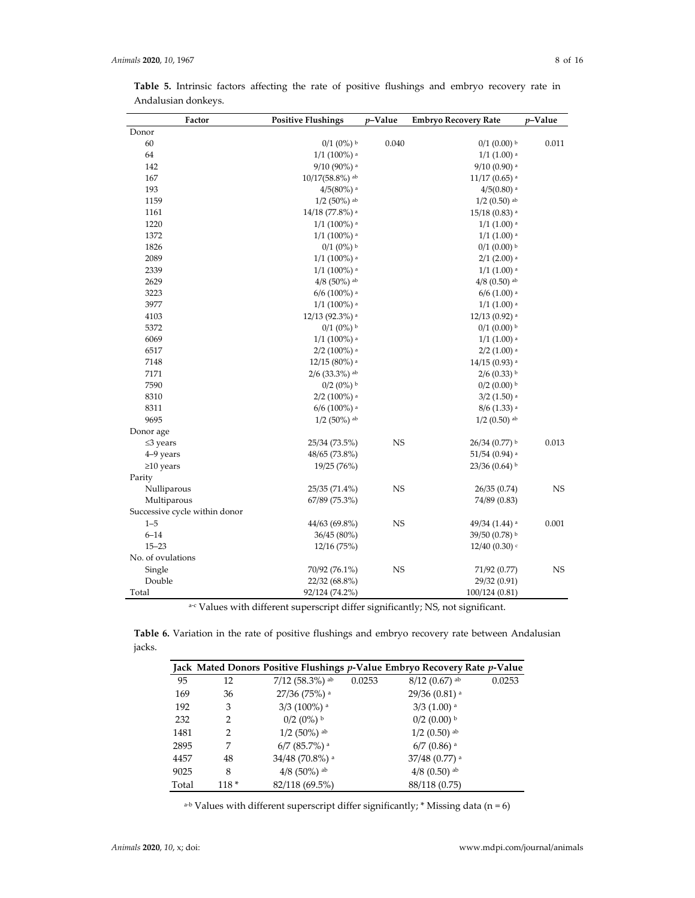**Table 5.** Intrinsic factors affecting the rate of positive flushings and embryo recovery rate in Andalusian donkeys.

| Factor | Positive Flushings | *p*–Value | Embryo Recovery Rate | *p*–Value |
|---|---|---|---|---|
| Donor | | | | |
| 60 | 0/1 (0%) [b] | 0.040 | 0/1 (0.00) [b] | 0.011 |
| 64 | 1/1 (100%) [a] | | 1/1 (1.00) [a] | |
| 142 | 9/10 (90%) [a] | | 9/10 (0.90) [a] | |
| 167 | 10/17(58.8%) [ab] | | 11/17 (0.65) [a] | |
| 193 | 4/5(80%) [a] | | 4/5(0.80) [a] | |
| 1159 | 1/2 (50%) [ab] | | 1/2 (0.50) [ab] | |
| 1161 | 14/18 (77.8%) [a] | | 15/18 (0.83) [a] | |
| 1220 | 1/1 (100%) [a] | | 1/1 (1.00) [a] | |
| 1372 | 1/1 (100%) [a] | | 1/1 (1.00) [a] | |
| 1826 | 0/1 (0%) [b] | | 0/1 (0.00) [b] | |
| 2089 | 1/1 (100%) [a] | | 2/1 (2.00) [a] | |
| 2339 | 1/1 (100%) [a] | | 1/1 (1.00) [a] | |
| 2629 | 4/8 (50%) [ab] | | 4/8 (0.50) [ab] | |
| 3223 | 6/6 (100%) [a] | | 6/6 (1.00) [a] | |
| 3977 | 1/1 (100%) [a] | | 1/1 (1.00) [a] | |
| 4103 | 12/13 (92.3%) [a] | | 12/13 (0.92) [a] | |
| 5372 | 0/1 (0%) [b] | | 0/1 (0.00) [b] | |
| 6069 | 1/1 (100%) [a] | | 1/1 (1.00) [a] | |
| 6517 | 2/2 (100%) [a] | | 2/2 (1.00) [a] | |
| 7148 | 12/15 (80%) [a] | | 14/15 (0.93) [a] | |
| 7171 | 2/6 (33.3%) [ab] | | 2/6 (0.33) [b] | |
| 7590 | 0/2 (0%) [b] | | 0/2 (0.00) [b] | |
| 8310 | 2/2 (100%) [a] | | 3/2 (1.50) [a] | |
| 8311 | 6/6 (100%) [a] | | 8/6 (1.33) [a] | |
| 9695 | 1/2 (50%) [ab] | | 1/2 (0.50) [ab] | |
| Donor age | | | | |
| ≤3 years | 25/34 (73.5%) | NS | 26/34 (0.77) [b] | 0.013 |
| 4–9 years | 48/65 (73.8%) | | 51/54 (0.94) [a] | |
| ≥10 years | 19/25 (76%) | | 23/36 (0.64) [b] | |
| Parity | | | | |
| Nulliparous | 25/35 (71.4%) | NS | 26/35 (0.74) | NS |
| Multiparous | 67/89 (75.3%) | | 74/89 (0.83) | |
| Successive cycle within donor | | | | |
| 1–5 | 44/63 (69.8%) | NS | 49/34 (1.44) [a] | 0.001 |
| 6–14 | 36/45 (80%) | | 39/50 (0.78) [b] | |
| 15–23 | 12/16 (75%) | | 12/40 (0.30) [c] | |
| No. of ovulations | | | | |
| Single | 70/92 (76.1%) | NS | 71/92 (0.77) | NS |
| Double | 22/32 (68.8%) | | 29/32 (0.91) | |
| Total | 92/124 (74.2%) | | 100/124 (0.81) | |

[a–c] Values with different superscript differ significantly; NS, not significant.

**Table 6.** Variation in the rate of positive flushings and embryo recovery rate between Andalusian jacks.

| Jack | Mated Donors | Positive Flushings | *p*-Value | Embryo Recovery Rate | *p*-Value |
|---|---|---|---|---|---|
| 95 | 12 | 7/12 (58.3%) [ab] | 0.0253 | 8/12 (0.67) [ab] | 0.0253 |
| 169 | 36 | 27/36 (75%) [a] | | 29/36 (0.81) [a] | |
| 192 | 3 | 3/3 (100%) [a] | | 3/3 (1.00) [a] | |
| 232 | 2 | 0/2 (0%) [b] | | 0/2 (0.00) [b] | |
| 1481 | 2 | 1/2 (50%) [ab] | | 1/2 (0.50) [ab] | |
| 2895 | 7 | 6/7 (85.7%) [a] | | 6/7 (0.86) [a] | |
| 4457 | 48 | 34/48 (70.8%) [a] | | 37/48 (0.77) [a] | |
| 9025 | 8 | 4/8 (50%) [ab] | | 4/8 (0.50) [ab] | |
| Total | 118 * | 82/118 (69.5%) | | 88/118 (0.75) | |

[a–b] Values with different superscript differ significantly; * Missing data (n = 6)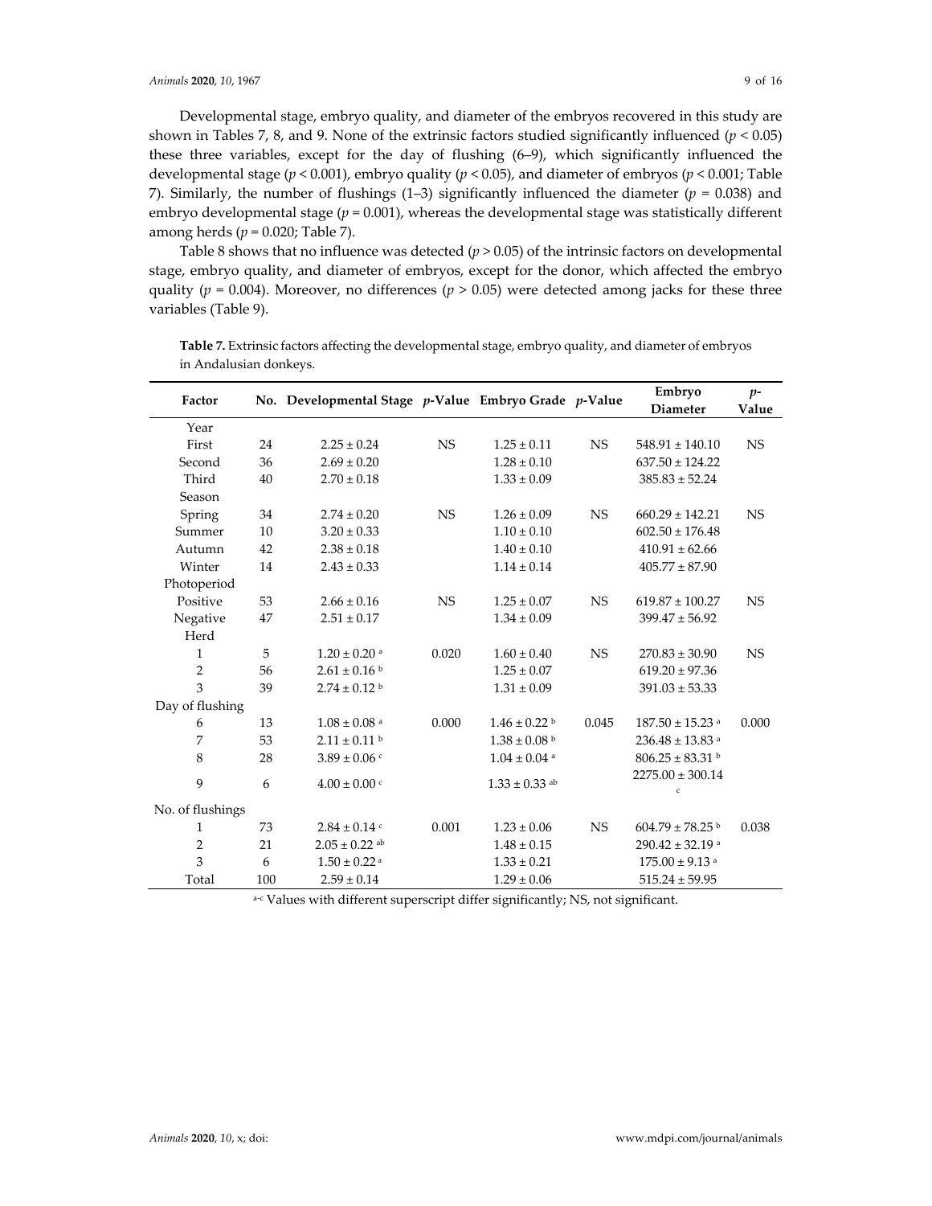Developmental stage, embryo quality, and diameter of the embryos recovered in this study are shown in Tables 7, 8, and 9. None of the extrinsic factors studied significantly influenced ($p < 0.05$) these three variables, except for the day of flushing (6–9), which significantly influenced the developmental stage ($p < 0.001$), embryo quality ($p < 0.05$), and diameter of embryos ($p < 0.001$; Table 7). Similarly, the number of flushings (1–3) significantly influenced the diameter ($p = 0.038$) and embryo developmental stage ($p = 0.001$), whereas the developmental stage was statistically different among herds ($p = 0.020$; Table 7).

Table 8 shows that no influence was detected ($p > 0.05$) of the intrinsic factors on developmental stage, embryo quality, and diameter of embryos, except for the donor, which affected the embryo quality ($p = 0.004$). Moreover, no differences ($p > 0.05$) were detected among jacks for these three variables (Table 9).

**Table 7.** Extrinsic factors affecting the developmental stage, embryo quality, and diameter of embryos in Andalusian donkeys.

| Factor | No. | Developmental Stage | *p*-Value | Embryo Grade | *p*-Value | Embryo Diameter | *p*-Value |
|---|---|---|---|---|---|---|---|
| Year | | | | | | | |
| First | 24 | 2.25 ± 0.24 | NS | 1.25 ± 0.11 | NS | 548.91 ± 140.10 | NS |
| Second | 36 | 2.69 ± 0.20 | | 1.28 ± 0.10 | | 637.50 ± 124.22 | |
| Third | 40 | 2.70 ± 0.18 | | 1.33 ± 0.09 | | 385.83 ± 52.24 | |
| Season | | | | | | | |
| Spring | 34 | 2.74 ± 0.20 | NS | 1.26 ± 0.09 | NS | 660.29 ± 142.21 | NS |
| Summer | 10 | 3.20 ± 0.33 | | 1.10 ± 0.10 | | 602.50 ± 176.48 | |
| Autumn | 42 | 2.38 ± 0.18 | | 1.40 ± 0.10 | | 410.91 ± 62.66 | |
| Winter | 14 | 2.43 ± 0.33 | | 1.14 ± 0.14 | | 405.77 ± 87.90 | |
| Photoperiod | | | | | | | |
| Positive | 53 | 2.66 ± 0.16 | NS | 1.25 ± 0.07 | NS | 619.87 ± 100.27 | NS |
| Negative | 47 | 2.51 ± 0.17 | | 1.34 ± 0.09 | | 399.47 ± 56.92 | |
| Herd | | | | | | | |
| 1 | 5 | 1.20 ± 0.20 [a] | 0.020 | 1.60 ± 0.40 | NS | 270.83 ± 30.90 | NS |
| 2 | 56 | 2.61 ± 0.16 [b] | | 1.25 ± 0.07 | | 619.20 ± 97.36 | |
| 3 | 39 | 2.74 ± 0.12 [b] | | 1.31 ± 0.09 | | 391.03 ± 53.33 | |
| Day of flushing | | | | | | | |
| 6 | 13 | 1.08 ± 0.08 [a] | 0.000 | 1.46 ± 0.22 [b] | 0.045 | 187.50 ± 15.23 [a] | 0.000 |
| 7 | 53 | 2.11 ± 0.11 [b] | | 1.38 ± 0.08 [b] | | 236.48 ± 13.83 [a] | |
| 8 | 28 | 3.89 ± 0.06 [c] | | 1.04 ± 0.04 [a] | | 806.25 ± 83.31 [b] | |
| 9 | 6 | 4.00 ± 0.00 [c] | | 1.33 ± 0.33 [ab] | | 2275.00 ± 300.14 [c] | |
| No. of flushings | | | | | | | |
| 1 | 73 | 2.84 ± 0.14 [c] | 0.001 | 1.23 ± 0.06 | NS | 604.79 ± 78.25 [b] | 0.038 |
| 2 | 21 | 2.05 ± 0.22 [ab] | | 1.48 ± 0.15 | | 290.42 ± 32.19 [a] | |
| 3 | 6 | 1.50 ± 0.22 [a] | | 1.33 ± 0.21 | | 175.00 ± 9.13 [a] | |
| Total | 100 | 2.59 ± 0.14 | | 1.29 ± 0.06 | | 515.24 ± 59.95 | |

[a–c] Values with different superscript differ significantly; NS, not significant.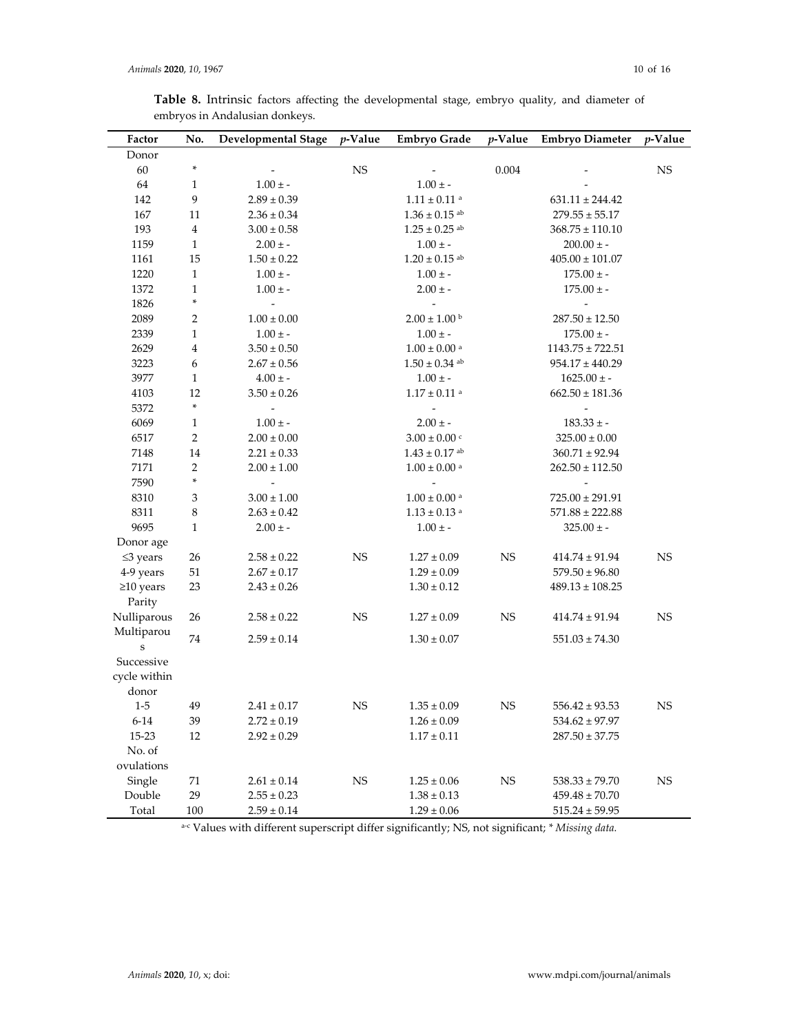**Table 8.** Intrinsic factors affecting the developmental stage, embryo quality, and diameter of embryos in Andalusian donkeys.

| Factor | No. | Developmental Stage | *p*-Value | Embryo Grade | *p*-Value | Embryo Diameter | *p*-Value |
|---|---|---|---|---|---|---|---|
| Donor | | | | | | | |
| 60 | * | - | NS | - | 0.004 | - | NS |
| 64 | 1 | 1.00 ± - | | 1.00 ± - | | - | |
| 142 | 9 | 2.89 ± 0.39 | | 1.11 ± 0.11 [a] | | 631.11 ± 244.42 | |
| 167 | 11 | 2.36 ± 0.34 | | 1.36 ± 0.15 [ab] | | 279.55 ± 55.17 | |
| 193 | 4 | 3.00 ± 0.58 | | 1.25 ± 0.25 [ab] | | 368.75 ± 110.10 | |
| 1159 | 1 | 2.00 ± - | | 1.00 ± - | | 200.00 ± - | |
| 1161 | 15 | 1.50 ± 0.22 | | 1.20 ± 0.15 [ab] | | 405.00 ± 101.07 | |
| 1220 | 1 | 1.00 ± - | | 1.00 ± - | | 175.00 ± - | |
| 1372 | 1 | 1.00 ± - | | 2.00 ± - | | 175.00 ± - | |
| 1826 | * | - | | - | | - | |
| 2089 | 2 | 1.00 ± 0.00 | | 2.00 ± 1.00 [b] | | 287.50 ± 12.50 | |
| 2339 | 1 | 1.00 ± - | | 1.00 ± - | | 175.00 ± - | |
| 2629 | 4 | 3.50 ± 0.50 | | 1.00 ± 0.00 [a] | | 1143.75 ± 722.51 | |
| 3223 | 6 | 2.67 ± 0.56 | | 1.50 ± 0.34 [ab] | | 954.17 ± 440.29 | |
| 3977 | 1 | 4.00 ± - | | 1.00 ± - | | 1625.00 ± - | |
| 4103 | 12 | 3.50 ± 0.26 | | 1.17 ± 0.11 [a] | | 662.50 ± 181.36 | |
| 5372 | * | - | | - | | - | |
| 6069 | 1 | 1.00 ± - | | 2.00 ± - | | 183.33 ± - | |
| 6517 | 2 | 2.00 ± 0.00 | | 3.00 ± 0.00 [c] | | 325.00 ± 0.00 | |
| 7148 | 14 | 2.21 ± 0.33 | | 1.43 ± 0.17 [ab] | | 360.71 ± 92.94 | |
| 7171 | 2 | 2.00 ± 1.00 | | 1.00 ± 0.00 [a] | | 262.50 ± 112.50 | |
| 7590 | * | - | | - | | - | |
| 8310 | 3 | 3.00 ± 1.00 | | 1.00 ± 0.00 [a] | | 725.00 ± 291.91 | |
| 8311 | 8 | 2.63 ± 0.42 | | 1.13 ± 0.13 [a] | | 571.88 ± 222.88 | |
| 9695 | 1 | 2.00 ± - | | 1.00 ± - | | 325.00 ± - | |
| Donor age | | | | | | | |
| ≤3 years | 26 | 2.58 ± 0.22 | NS | 1.27 ± 0.09 | NS | 414.74 ± 91.94 | NS |
| 4-9 years | 51 | 2.67 ± 0.17 | | 1.29 ± 0.09 | | 579.50 ± 96.80 | |
| ≥10 years | 23 | 2.43 ± 0.26 | | 1.30 ± 0.12 | | 489.13 ± 108.25 | |
| Parity | | | | | | | |
| Nulliparous | 26 | 2.58 ± 0.22 | NS | 1.27 ± 0.09 | NS | 414.74 ± 91.94 | NS |
| Multiparous | 74 | 2.59 ± 0.14 | | 1.30 ± 0.07 | | 551.03 ± 74.30 | |
| Successive cycle within donor | | | | | | | |
| 1-5 | 49 | 2.41 ± 0.17 | NS | 1.35 ± 0.09 | NS | 556.42 ± 93.53 | NS |
| 6-14 | 39 | 2.72 ± 0.19 | | 1.26 ± 0.09 | | 534.62 ± 97.97 | |
| 15-23 | 12 | 2.92 ± 0.29 | | 1.17 ± 0.11 | | 287.50 ± 37.75 | |
| No. of ovulations | | | | | | | |
| Single | 71 | 2.61 ± 0.14 | NS | 1.25 ± 0.06 | NS | 538.33 ± 79.70 | NS |
| Double | 29 | 2.55 ± 0.23 | | 1.38 ± 0.13 | | 459.48 ± 70.70 | |
| Total | 100 | 2.59 ± 0.14 | | 1.29 ± 0.06 | | 515.24 ± 59.95 | |

[a-c] Values with different superscript differ significantly; NS, not significant; * *Missing data.*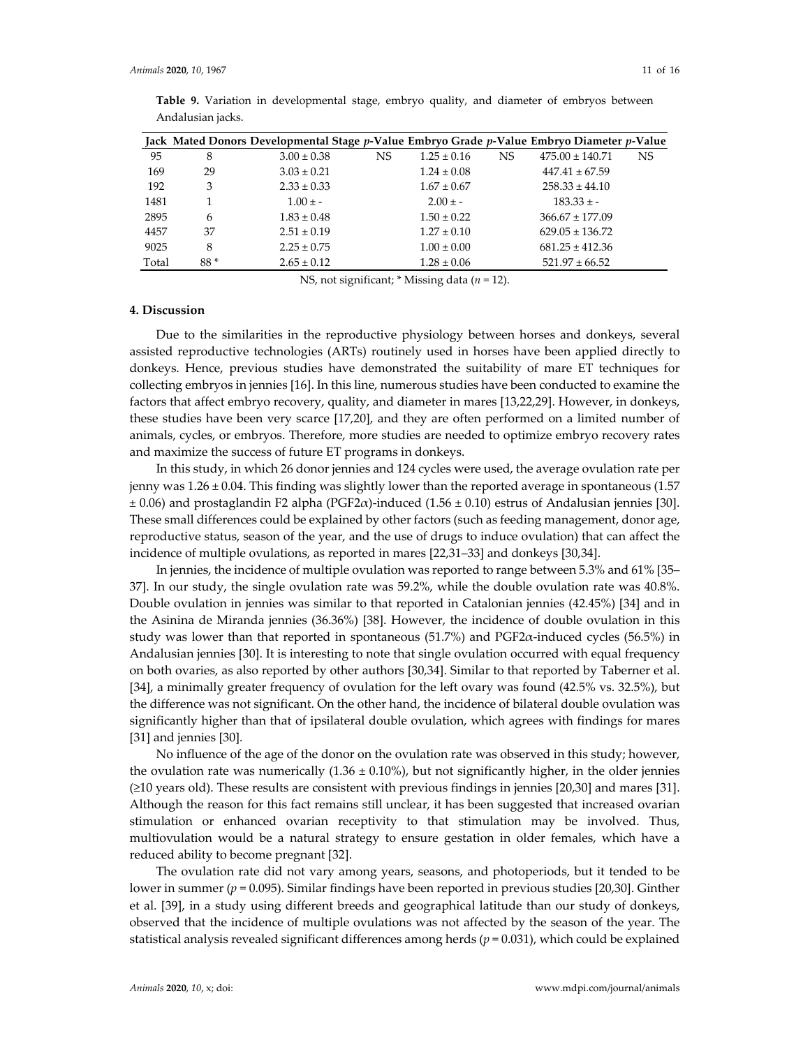**Table 9.** Variation in developmental stage, embryo quality, and diameter of embryos between Andalusian jacks.

| Jack | Mated Donors | Developmental Stage | *p*-Value | Embryo Grade | *p*-Value | Embryo Diameter | *p*-Value |
|---|---|---|---|---|---|---|---|
| 95 | 8 | 3.00 ± 0.38 | NS | 1.25 ± 0.16 | NS | 475.00 ± 140.71 | NS |
| 169 | 29 | 3.03 ± 0.21 | | 1.24 ± 0.08 | | 447.41 ± 67.59 | |
| 192 | 3 | 2.33 ± 0.33 | | 1.67 ± 0.67 | | 258.33 ± 44.10 | |
| 1481 | 1 | 1.00 ± - | | 2.00 ± - | | 183.33 ± - | |
| 2895 | 6 | 1.83 ± 0.48 | | 1.50 ± 0.22 | | 366.67 ± 177.09 | |
| 4457 | 37 | 2.51 ± 0.19 | | 1.27 ± 0.10 | | 629.05 ± 136.72 | |
| 9025 | 8 | 2.25 ± 0.75 | | 1.00 ± 0.00 | | 681.25 ± 412.36 | |
| Total | 88 * | 2.65 ± 0.12 | | 1.28 ± 0.06 | | 521.97 ± 66.52 | |

NS, not significant; * Missing data ($n$ = 12).

## 4. Discussion

Due to the similarities in the reproductive physiology between horses and donkeys, several assisted reproductive technologies (ARTs) routinely used in horses have been applied directly to donkeys. Hence, previous studies have demonstrated the suitability of mare ET techniques for collecting embryos in jennies [16]. In this line, numerous studies have been conducted to examine the factors that affect embryo recovery, quality, and diameter in mares [13,22,29]. However, in donkeys, these studies have been very scarce [17,20], and they are often performed on a limited number of animals, cycles, or embryos. Therefore, more studies are needed to optimize embryo recovery rates and maximize the success of future ET programs in donkeys.

In this study, in which 26 donor jennies and 124 cycles were used, the average ovulation rate per jenny was 1.26 ± 0.04. This finding was slightly lower than the reported average in spontaneous (1.57 ± 0.06) and prostaglandin F2 alpha (PGF2$\alpha$)-induced (1.56 ± 0.10) estrus of Andalusian jennies [30]. These small differences could be explained by other factors (such as feeding management, donor age, reproductive status, season of the year, and the use of drugs to induce ovulation) that can affect the incidence of multiple ovulations, as reported in mares [22,31–33] and donkeys [30,34].

In jennies, the incidence of multiple ovulation was reported to range between 5.3% and 61% [35–37]. In our study, the single ovulation rate was 59.2%, while the double ovulation rate was 40.8%. Double ovulation in jennies was similar to that reported in Catalonian jennies (42.45%) [34] and in the Asinina de Miranda jennies (36.36%) [38]. However, the incidence of double ovulation in this study was lower than that reported in spontaneous (51.7%) and PGF2$\alpha$-induced cycles (56.5%) in Andalusian jennies [30]. It is interesting to note that single ovulation occurred with equal frequency on both ovaries, as also reported by other authors [30,34]. Similar to that reported by Taberner et al. [34], a minimally greater frequency of ovulation for the left ovary was found (42.5% vs. 32.5%), but the difference was not significant. On the other hand, the incidence of bilateral double ovulation was significantly higher than that of ipsilateral double ovulation, which agrees with findings for mares [31] and jennies [30].

No influence of the age of the donor on the ovulation rate was observed in this study; however, the ovulation rate was numerically (1.36 ± 0.10%), but not significantly higher, in the older jennies (≥10 years old). These results are consistent with previous findings in jennies [20,30] and mares [31]. Although the reason for this fact remains still unclear, it has been suggested that increased ovarian stimulation or enhanced ovarian receptivity to that stimulation may be involved. Thus, multiovulation would be a natural strategy to ensure gestation in older females, which have a reduced ability to become pregnant [32].

The ovulation rate did not vary among years, seasons, and photoperiods, but it tended to be lower in summer ($p$ = 0.095). Similar findings have been reported in previous studies [20,30]. Ginther et al. [39], in a study using different breeds and geographical latitude than our study of donkeys, observed that the incidence of multiple ovulations was not affected by the season of the year. The statistical analysis revealed significant differences among herds ($p$ = 0.031), which could be explained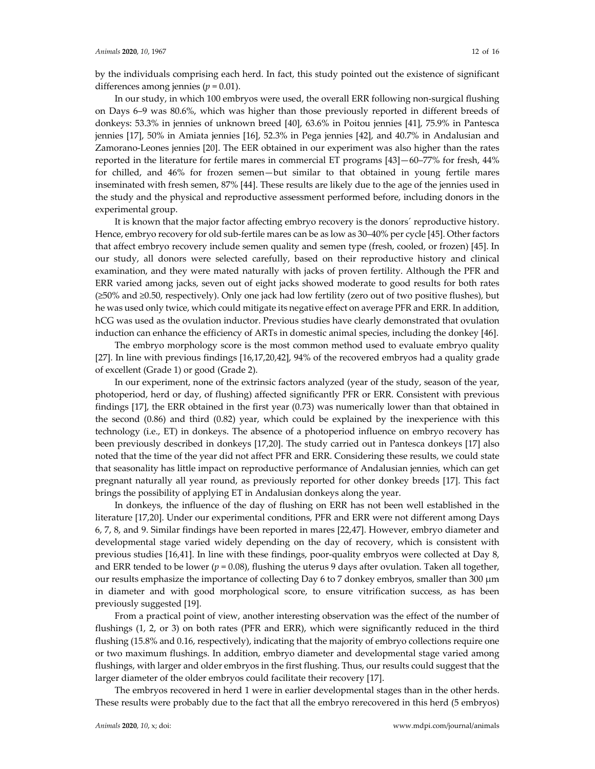by the individuals comprising each herd. In fact, this study pointed out the existence of significant differences among jennies ($p = 0.01$).

In our study, in which 100 embryos were used, the overall ERR following non-surgical flushing on Days 6–9 was 80.6%, which was higher than those previously reported in different breeds of donkeys: 53.3% in jennies of unknown breed [40], 63.6% in Poitou jennies [41], 75.9% in Pantesca jennies [17], 50% in Amiata jennies [16], 52.3% in Pega jennies [42], and 40.7% in Andalusian and Zamorano-Leones jennies [20]. The EER obtained in our experiment was also higher than the rates reported in the literature for fertile mares in commercial ET programs [43]—60–77% for fresh, 44% for chilled, and 46% for frozen semen—but similar to that obtained in young fertile mares inseminated with fresh semen, 87% [44]. These results are likely due to the age of the jennies used in the study and the physical and reproductive assessment performed before, including donors in the experimental group.

It is known that the major factor affecting embryo recovery is the donors´ reproductive history. Hence, embryo recovery for old sub-fertile mares can be as low as 30–40% per cycle [45]. Other factors that affect embryo recovery include semen quality and semen type (fresh, cooled, or frozen) [45]. In our study, all donors were selected carefully, based on their reproductive history and clinical examination, and they were mated naturally with jacks of proven fertility. Although the PFR and ERR varied among jacks, seven out of eight jacks showed moderate to good results for both rates (≥50% and ≥0.50, respectively). Only one jack had low fertility (zero out of two positive flushes), but he was used only twice, which could mitigate its negative effect on average PFR and ERR. In addition, hCG was used as the ovulation inductor. Previous studies have clearly demonstrated that ovulation induction can enhance the efficiency of ARTs in domestic animal species, including the donkey [46].

The embryo morphology score is the most common method used to evaluate embryo quality [27]. In line with previous findings [16,17,20,42], 94% of the recovered embryos had a quality grade of excellent (Grade 1) or good (Grade 2).

In our experiment, none of the extrinsic factors analyzed (year of the study, season of the year, photoperiod, herd or day, of flushing) affected significantly PFR or ERR. Consistent with previous findings [17], the ERR obtained in the first year (0.73) was numerically lower than that obtained in the second (0.86) and third (0.82) year, which could be explained by the inexperience with this technology (i.e., ET) in donkeys. The absence of a photoperiod influence on embryo recovery has been previously described in donkeys [17,20]. The study carried out in Pantesca donkeys [17] also noted that the time of the year did not affect PFR and ERR. Considering these results, we could state that seasonality has little impact on reproductive performance of Andalusian jennies, which can get pregnant naturally all year round, as previously reported for other donkey breeds [17]. This fact brings the possibility of applying ET in Andalusian donkeys along the year.

In donkeys, the influence of the day of flushing on ERR has not been well established in the literature [17,20]. Under our experimental conditions, PFR and ERR were not different among Days 6, 7, 8, and 9. Similar findings have been reported in mares [22,47]. However, embryo diameter and developmental stage varied widely depending on the day of recovery, which is consistent with previous studies [16,41]. In line with these findings, poor-quality embryos were collected at Day 8, and ERR tended to be lower ($p = 0.08$), flushing the uterus 9 days after ovulation. Taken all together, our results emphasize the importance of collecting Day 6 to 7 donkey embryos, smaller than 300 μm in diameter and with good morphological score, to ensure vitrification success, as has been previously suggested [19].

From a practical point of view, another interesting observation was the effect of the number of flushings (1, 2, or 3) on both rates (PFR and ERR), which were significantly reduced in the third flushing (15.8% and 0.16, respectively), indicating that the majority of embryo collections require one or two maximum flushings. In addition, embryo diameter and developmental stage varied among flushings, with larger and older embryos in the first flushing. Thus, our results could suggest that the larger diameter of the older embryos could facilitate their recovery [17].

The embryos recovered in herd 1 were in earlier developmental stages than in the other herds. These results were probably due to the fact that all the embryo rerecovered in this herd (5 embryos)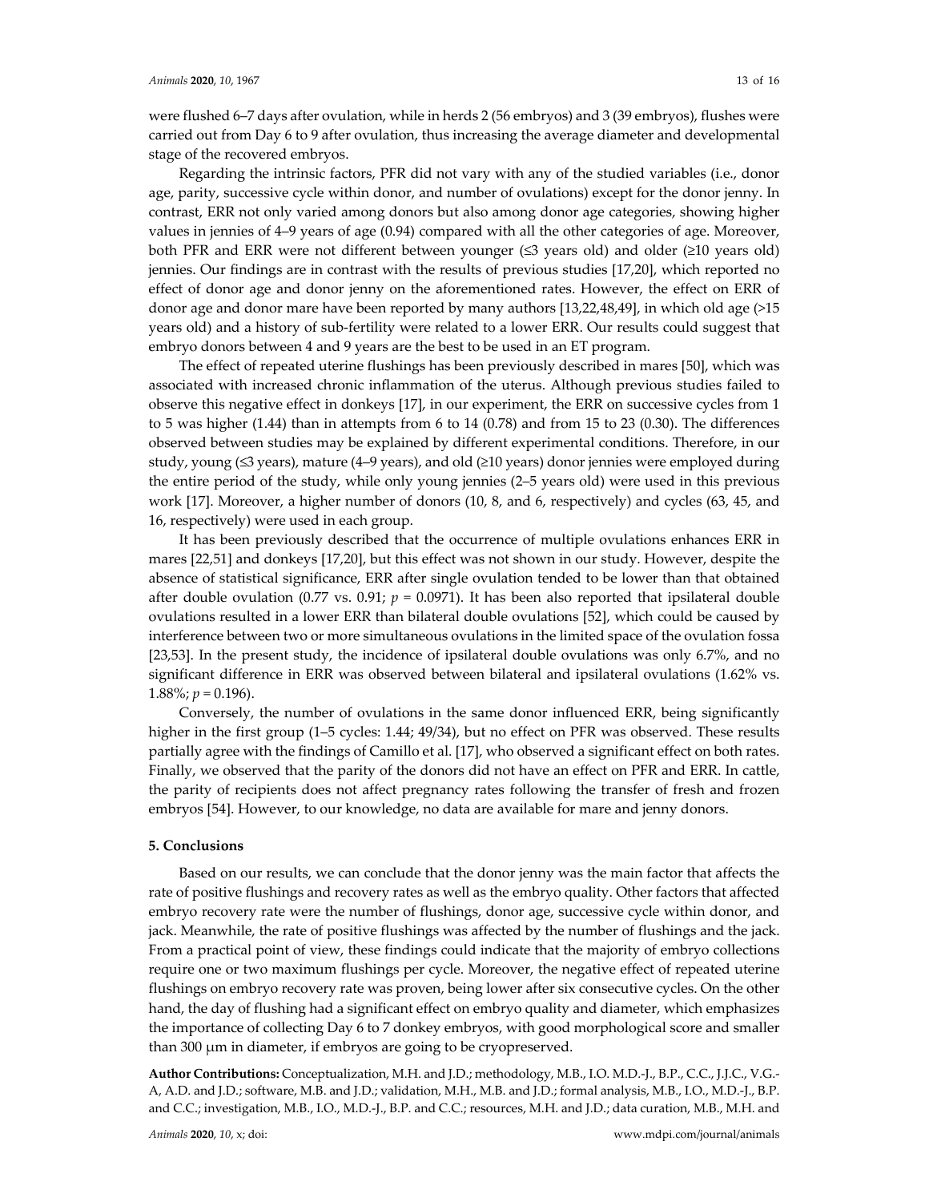were flushed 6–7 days after ovulation, while in herds 2 (56 embryos) and 3 (39 embryos), flushes were carried out from Day 6 to 9 after ovulation, thus increasing the average diameter and developmental stage of the recovered embryos.

Regarding the intrinsic factors, PFR did not vary with any of the studied variables (i.e., donor age, parity, successive cycle within donor, and number of ovulations) except for the donor jenny. In contrast, ERR not only varied among donors but also among donor age categories, showing higher values in jennies of 4–9 years of age (0.94) compared with all the other categories of age. Moreover, both PFR and ERR were not different between younger (≤3 years old) and older (≥10 years old) jennies. Our findings are in contrast with the results of previous studies [17,20], which reported no effect of donor age and donor jenny on the aforementioned rates. However, the effect on ERR of donor age and donor mare have been reported by many authors [13,22,48,49], in which old age (>15 years old) and a history of sub-fertility were related to a lower ERR. Our results could suggest that embryo donors between 4 and 9 years are the best to be used in an ET program.

The effect of repeated uterine flushings has been previously described in mares [50], which was associated with increased chronic inflammation of the uterus. Although previous studies failed to observe this negative effect in donkeys [17], in our experiment, the ERR on successive cycles from 1 to 5 was higher (1.44) than in attempts from 6 to 14 (0.78) and from 15 to 23 (0.30). The differences observed between studies may be explained by different experimental conditions. Therefore, in our study, young (≤3 years), mature (4–9 years), and old (≥10 years) donor jennies were employed during the entire period of the study, while only young jennies (2–5 years old) were used in this previous work [17]. Moreover, a higher number of donors (10, 8, and 6, respectively) and cycles (63, 45, and 16, respectively) were used in each group.

It has been previously described that the occurrence of multiple ovulations enhances ERR in mares [22,51] and donkeys [17,20], but this effect was not shown in our study. However, despite the absence of statistical significance, ERR after single ovulation tended to be lower than that obtained after double ovulation (0.77 vs. 0.91; $p = 0.0971$). It has been also reported that ipsilateral double ovulations resulted in a lower ERR than bilateral double ovulations [52], which could be caused by interference between two or more simultaneous ovulations in the limited space of the ovulation fossa [23,53]. In the present study, the incidence of ipsilateral double ovulations was only 6.7%, and no significant difference in ERR was observed between bilateral and ipsilateral ovulations (1.62% vs. 1.88%; $p = 0.196$).

Conversely, the number of ovulations in the same donor influenced ERR, being significantly higher in the first group (1–5 cycles: 1.44; 49/34), but no effect on PFR was observed. These results partially agree with the findings of Camillo et al. [17], who observed a significant effect on both rates. Finally, we observed that the parity of the donors did not have an effect on PFR and ERR. In cattle, the parity of recipients does not affect pregnancy rates following the transfer of fresh and frozen embryos [54]. However, to our knowledge, no data are available for mare and jenny donors.

## 5. Conclusions

Based on our results, we can conclude that the donor jenny was the main factor that affects the rate of positive flushings and recovery rates as well as the embryo quality. Other factors that affected embryo recovery rate were the number of flushings, donor age, successive cycle within donor, and jack. Meanwhile, the rate of positive flushings was affected by the number of flushings and the jack. From a practical point of view, these findings could indicate that the majority of embryo collections require one or two maximum flushings per cycle. Moreover, the negative effect of repeated uterine flushings on embryo recovery rate was proven, being lower after six consecutive cycles. On the other hand, the day of flushing had a significant effect on embryo quality and diameter, which emphasizes the importance of collecting Day 6 to 7 donkey embryos, with good morphological score and smaller than 300 μm in diameter, if embryos are going to be cryopreserved.

**Author Contributions:** Conceptualization, M.H. and J.D.; methodology, M.B., I.O. M.D.-J., B.P., C.C., J.J.C., V.G.-A, A.D. and J.D.; software, M.B. and J.D.; validation, M.H., M.B. and J.D.; formal analysis, M.B., I.O., M.D.-J., B.P. and C.C.; investigation, M.B., I.O., M.D.-J., B.P. and C.C.; resources, M.H. and J.D.; data curation, M.B., M.H. and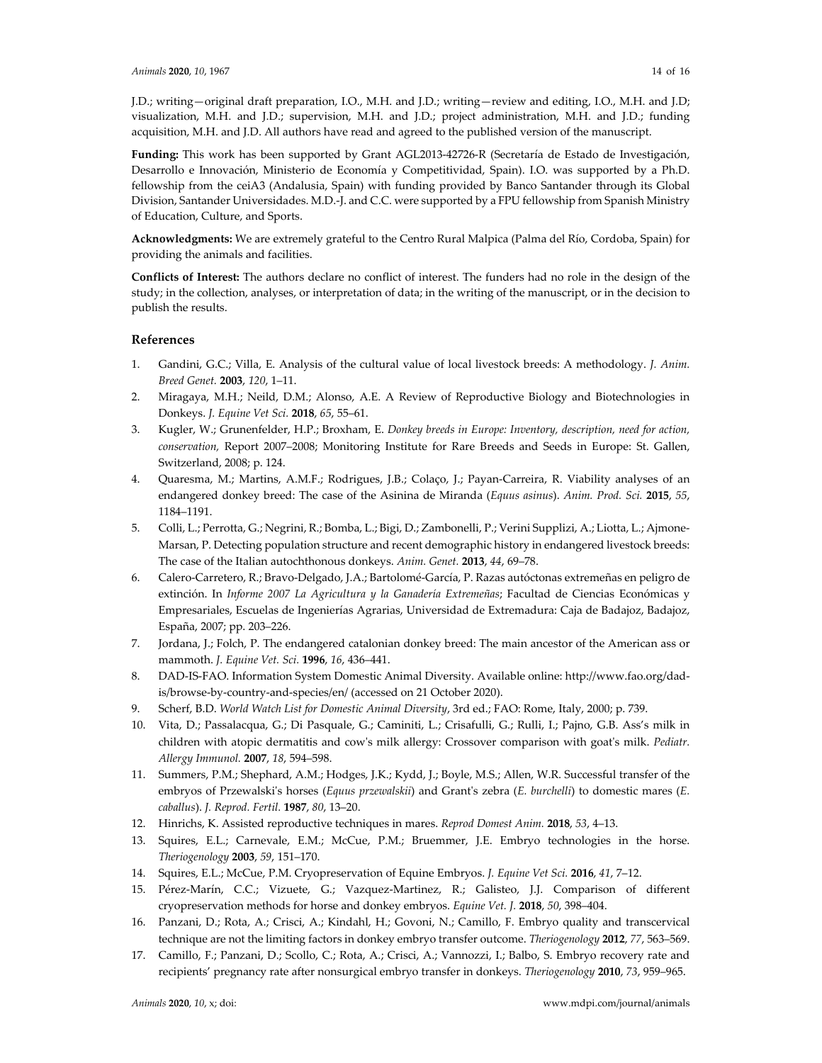J.D.; writing—original draft preparation, I.O., M.H. and J.D.; writing—review and editing, I.O., M.H. and J.D; visualization, M.H. and J.D.; supervision, M.H. and J.D.; project administration, M.H. and J.D.; funding acquisition, M.H. and J.D. All authors have read and agreed to the published version of the manuscript.

**Funding:** This work has been supported by Grant AGL2013-42726-R (Secretaría de Estado de Investigación, Desarrollo e Innovación, Ministerio de Economía y Competitividad, Spain). I.O. was supported by a Ph.D. fellowship from the ceiA3 (Andalusia, Spain) with funding provided by Banco Santander through its Global Division, Santander Universidades. M.D.-J. and C.C. were supported by a FPU fellowship from Spanish Ministry of Education, Culture, and Sports.

**Acknowledgments:** We are extremely grateful to the Centro Rural Malpica (Palma del Río, Cordoba, Spain) for providing the animals and facilities.

**Conflicts of Interest:** The authors declare no conflict of interest. The funders had no role in the design of the study; in the collection, analyses, or interpretation of data; in the writing of the manuscript, or in the decision to publish the results.

## References

1. Gandini, G.C.; Villa, E. Analysis of the cultural value of local livestock breeds: A methodology. *J. Anim. Breed Genet.* **2003**, *120*, 1–11.
2. Miragaya, M.H.; Neild, D.M.; Alonso, A.E. A Review of Reproductive Biology and Biotechnologies in Donkeys. *J. Equine Vet Sci.* **2018**, *65*, 55–61.
3. Kugler, W.; Grunenfelder, H.P.; Broxham, E. *Donkey breeds in Europe: Inventory, description, need for action, conservation,* Report 2007–2008; Monitoring Institute for Rare Breeds and Seeds in Europe: St. Gallen, Switzerland, 2008; p. 124.
4. Quaresma, M.; Martins, A.M.F.; Rodrigues, J.B.; Colaço, J.; Payan-Carreira, R. Viability analyses of an endangered donkey breed: The case of the Asinina de Miranda (*Equus asinus*). *Anim. Prod. Sci.* **2015**, *55*, 1184–1191.
5. Colli, L.; Perrotta, G.; Negrini, R.; Bomba, L.; Bigi, D.; Zambonelli, P.; Verini Supplizi, A.; Liotta, L.; Ajmone-Marsan, P. Detecting population structure and recent demographic history in endangered livestock breeds: The case of the Italian autochthonous donkeys. *Anim. Genet.* **2013**, *44*, 69–78.
6. Calero-Carretero, R.; Bravo-Delgado, J.A.; Bartolomé-García, P. Razas autóctonas extremeñas en peligro de extinción. In *Informe 2007 La Agricultura y la Ganadería Extremeñas*; Facultad de Ciencias Económicas y Empresariales, Escuelas de Ingenierías Agrarias, Universidad de Extremadura: Caja de Badajoz, Badajoz, España, 2007; pp. 203–226.
7. Jordana, J.; Folch, P. The endangered catalonian donkey breed: The main ancestor of the American ass or mammoth. *J. Equine Vet. Sci.* **1996**, *16*, 436–441.
8. DAD-IS-FAO. Information System Domestic Animal Diversity. Available online: http://www.fao.org/dad-is/browse-by-country-and-species/en/ (accessed on 21 October 2020).
9. Scherf, B.D. *World Watch List for Domestic Animal Diversity*, 3rd ed.; FAO: Rome, Italy, 2000; p. 739.
10. Vita, D.; Passalacqua, G.; Di Pasquale, G.; Caminiti, L.; Crisafulli, G.; Rulli, I.; Pajno, G.B. Ass's milk in children with atopic dermatitis and cow's milk allergy: Crossover comparison with goat's milk. *Pediatr. Allergy Immunol.* **2007**, *18*, 594–598.
11. Summers, P.M.; Shephard, A.M.; Hodges, J.K.; Kydd, J.; Boyle, M.S.; Allen, W.R. Successful transfer of the embryos of Przewalski's horses (*Equus przewalskii*) and Grant's zebra (*E. burchelli*) to domestic mares (*E. caballus*). *J. Reprod. Fertil.* **1987**, *80*, 13–20.
12. Hinrichs, K. Assisted reproductive techniques in mares. *Reprod Domest Anim.* **2018**, *53*, 4–13.
13. Squires, E.L.; Carnevale, E.M.; McCue, P.M.; Bruemmer, J.E. Embryo technologies in the horse. *Theriogenology* **2003**, *59*, 151–170.
14. Squires, E.L.; McCue, P.M. Cryopreservation of Equine Embryos. *J. Equine Vet Sci.* **2016**, *41*, 7–12.
15. Pérez-Marín, C.C.; Vizuete, G.; Vazquez-Martinez, R.; Galisteo, J.J. Comparison of different cryopreservation methods for horse and donkey embryos. *Equine Vet. J.* **2018**, *50*, 398–404.
16. Panzani, D.; Rota, A.; Crisci, A.; Kindahl, H.; Govoni, N.; Camillo, F. Embryo quality and transcervical technique are not the limiting factors in donkey embryo transfer outcome. *Theriogenology* **2012**, *77*, 563–569.
17. Camillo, F.; Panzani, D.; Scollo, C.; Rota, A.; Crisci, A.; Vannozzi, I.; Balbo, S. Embryo recovery rate and recipients' pregnancy rate after nonsurgical embryo transfer in donkeys. *Theriogenology* **2010**, *73*, 959–965.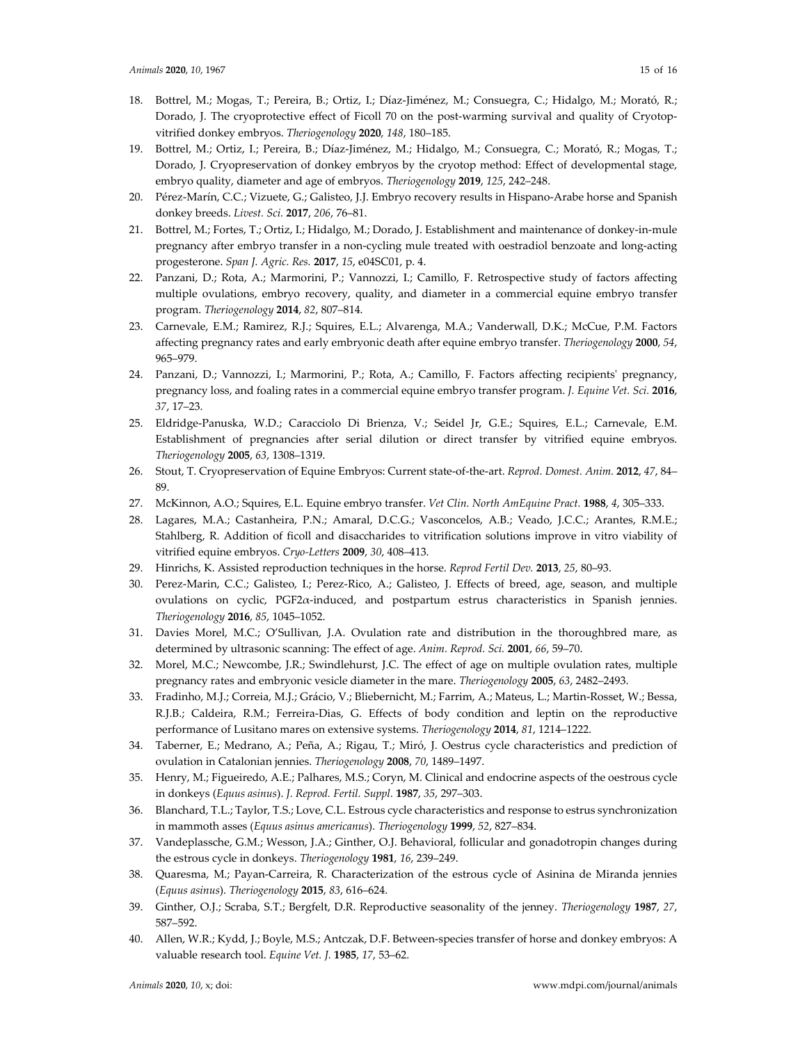18. Bottrel, M.; Mogas, T.; Pereira, B.; Ortiz, I.; Díaz-Jiménez, M.; Consuegra, C.; Hidalgo, M.; Morató, R.; Dorado, J. The cryoprotective effect of Ficoll 70 on the post-warming survival and quality of Cryotop-vitrified donkey embryos. *Theriogenology* **2020**, *148*, 180–185.
19. Bottrel, M.; Ortiz, I.; Pereira, B.; Díaz-Jiménez, M.; Hidalgo, M.; Consuegra, C.; Morató, R.; Mogas, T.; Dorado, J. Cryopreservation of donkey embryos by the cryotop method: Effect of developmental stage, embryo quality, diameter and age of embryos. *Theriogenology* **2019**, *125*, 242–248.
20. Pérez-Marín, C.C.; Vizuete, G.; Galisteo, J.J. Embryo recovery results in Hispano-Arabe horse and Spanish donkey breeds. *Livest. Sci.* **2017**, *206*, 76–81.
21. Bottrel, M.; Fortes, T.; Ortiz, I.; Hidalgo, M.; Dorado, J. Establishment and maintenance of donkey-in-mule pregnancy after embryo transfer in a non-cycling mule treated with oestradiol benzoate and long-acting progesterone. *Span J. Agric. Res.* **2017**, *15*, e04SC01, p. 4.
22. Panzani, D.; Rota, A.; Marmorini, P.; Vannozzi, I.; Camillo, F. Retrospective study of factors affecting multiple ovulations, embryo recovery, quality, and diameter in a commercial equine embryo transfer program. *Theriogenology* **2014**, *82*, 807–814.
23. Carnevale, E.M.; Ramirez, R.J.; Squires, E.L.; Alvarenga, M.A.; Vanderwall, D.K.; McCue, P.M. Factors affecting pregnancy rates and early embryonic death after equine embryo transfer. *Theriogenology* **2000**, *54*, 965–979.
24. Panzani, D.; Vannozzi, I.; Marmorini, P.; Rota, A.; Camillo, F. Factors affecting recipients' pregnancy, pregnancy loss, and foaling rates in a commercial equine embryo transfer program. *J. Equine Vet. Sci.* **2016**, *37*, 17–23.
25. Eldridge-Panuska, W.D.; Caracciolo Di Brienza, V.; Seidel Jr, G.E.; Squires, E.L.; Carnevale, E.M. Establishment of pregnancies after serial dilution or direct transfer by vitrified equine embryos. *Theriogenology* **2005**, *63*, 1308–1319.
26. Stout, T. Cryopreservation of Equine Embryos: Current state-of-the-art. *Reprod. Domest. Anim.* **2012**, *47*, 84–89.
27. McKinnon, A.O.; Squires, E.L. Equine embryo transfer. *Vet Clin. North AmEquine Pract.* **1988**, *4*, 305–333.
28. Lagares, M.A.; Castanheira, P.N.; Amaral, D.C.G.; Vasconcelos, A.B.; Veado, J.C.C.; Arantes, R.M.E.; Stahlberg, R. Addition of ficoll and disaccharides to vitrification solutions improve in vitro viability of vitrified equine embryos. *Cryo-Letters* **2009**, *30*, 408–413.
29. Hinrichs, K. Assisted reproduction techniques in the horse. *Reprod Fertil Dev.* **2013**, *25*, 80–93.
30. Perez-Marin, C.C.; Galisteo, I.; Perez-Rico, A.; Galisteo, J. Effects of breed, age, season, and multiple ovulations on cyclic, PGF2α-induced, and postpartum estrus characteristics in Spanish jennies. *Theriogenology* **2016**, *85*, 1045–1052.
31. Davies Morel, M.C.; O'Sullivan, J.A. Ovulation rate and distribution in the thoroughbred mare, as determined by ultrasonic scanning: The effect of age. *Anim. Reprod. Sci.* **2001**, *66*, 59–70.
32. Morel, M.C.; Newcombe, J.R.; Swindlehurst, J.C. The effect of age on multiple ovulation rates, multiple pregnancy rates and embryonic vesicle diameter in the mare. *Theriogenology* **2005**, *63*, 2482–2493.
33. Fradinho, M.J.; Correia, M.J.; Grácio, V.; Bliebernicht, M.; Farrim, A.; Mateus, L.; Martin-Rosset, W.; Bessa, R.J.B.; Caldeira, R.M.; Ferreira-Dias, G. Effects of body condition and leptin on the reproductive performance of Lusitano mares on extensive systems. *Theriogenology* **2014**, *81*, 1214–1222.
34. Taberner, E.; Medrano, A.; Peña, A.; Rigau, T.; Miró, J. Oestrus cycle characteristics and prediction of ovulation in Catalonian jennies. *Theriogenology* **2008**, *70*, 1489–1497.
35. Henry, M.; Figueiredo, A.E.; Palhares, M.S.; Coryn, M. Clinical and endocrine aspects of the oestrous cycle in donkeys (*Equus asinus*). *J. Reprod. Fertil. Suppl.* **1987**, *35*, 297–303.
36. Blanchard, T.L.; Taylor, T.S.; Love, C.L. Estrous cycle characteristics and response to estrus synchronization in mammoth asses (*Equus asinus americanus*). *Theriogenology* **1999**, *52*, 827–834.
37. Vandeplassche, G.M.; Wesson, J.A.; Ginther, O.J. Behavioral, follicular and gonadotropin changes during the estrous cycle in donkeys. *Theriogenology* **1981**, *16*, 239–249.
38. Quaresma, M.; Payan-Carreira, R. Characterization of the estrous cycle of Asinina de Miranda jennies (*Equus asinus*). *Theriogenology* **2015**, *83*, 616–624.
39. Ginther, O.J.; Scraba, S.T.; Bergfelt, D.R. Reproductive seasonality of the jenney. *Theriogenology* **1987**, *27*, 587–592.
40. Allen, W.R.; Kydd, J.; Boyle, M.S.; Antczak, D.F. Between-species transfer of horse and donkey embryos: A valuable research tool. *Equine Vet. J.* **1985**, *17*, 53–62.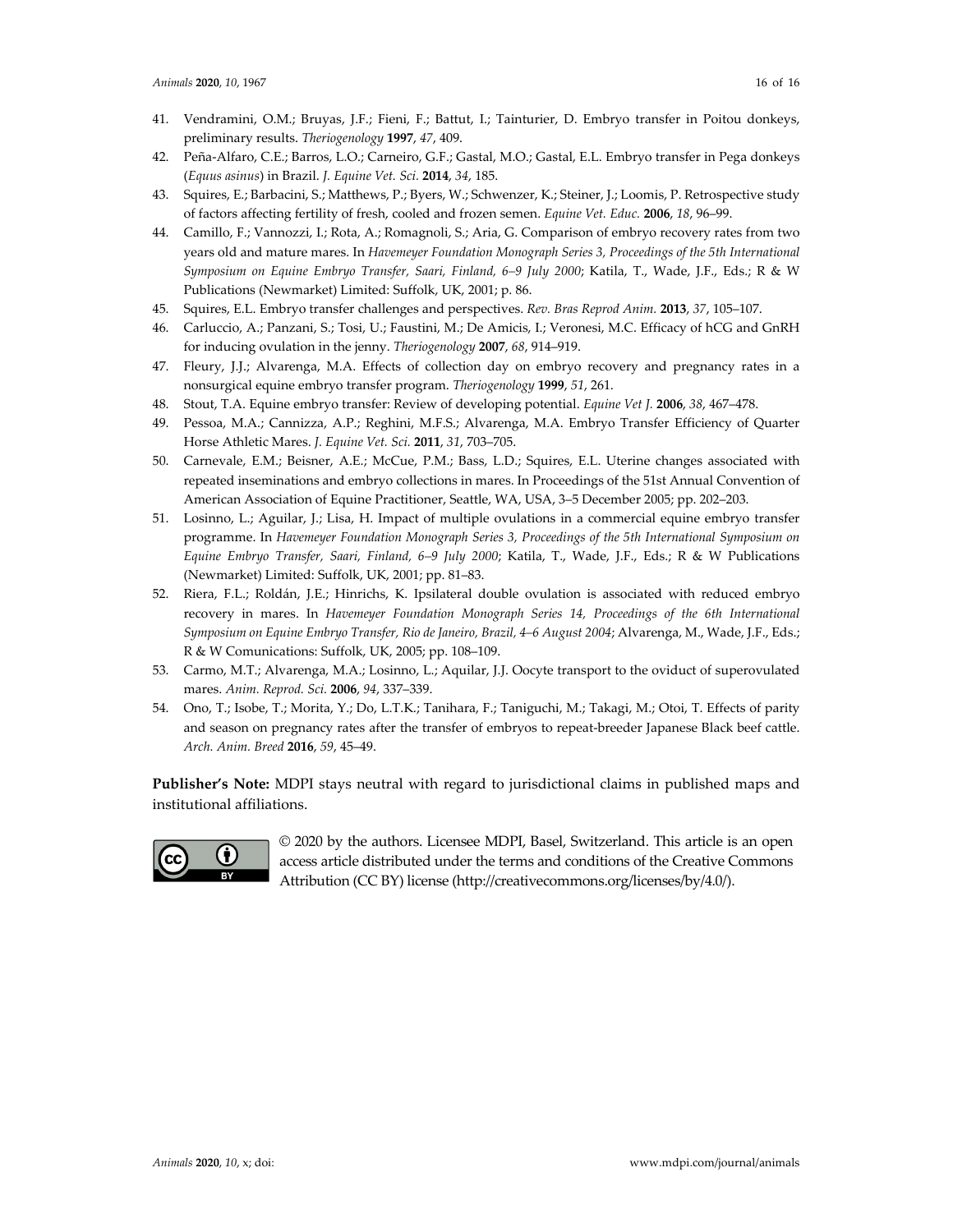41. Vendramini, O.M.; Bruyas, J.F.; Fieni, F.; Battut, I.; Tainturier, D. Embryo transfer in Poitou donkeys, preliminary results. *Theriogenology* **1997**, *47*, 409.
42. Peña-Alfaro, C.E.; Barros, L.O.; Carneiro, G.F.; Gastal, M.O.; Gastal, E.L. Embryo transfer in Pega donkeys (*Equus asinus*) in Brazil. *J. Equine Vet. Sci.* **2014**, *34*, 185.
43. Squires, E.; Barbacini, S.; Matthews, P.; Byers, W.; Schwenzer, K.; Steiner, J.; Loomis, P. Retrospective study of factors affecting fertility of fresh, cooled and frozen semen. *Equine Vet. Educ.* **2006**, *18*, 96–99.
44. Camillo, F.; Vannozzi, I.; Rota, A.; Romagnoli, S.; Aria, G. Comparison of embryo recovery rates from two years old and mature mares. In *Havemeyer Foundation Monograph Series 3, Proceedings of the 5th International Symposium on Equine Embryo Transfer, Saari, Finland, 6–9 July 2000*; Katila, T., Wade, J.F., Eds.; R & W Publications (Newmarket) Limited: Suffolk, UK, 2001; p. 86.
45. Squires, E.L. Embryo transfer challenges and perspectives. *Rev. Bras Reprod Anim.* **2013**, *37*, 105–107.
46. Carluccio, A.; Panzani, S.; Tosi, U.; Faustini, M.; De Amicis, I.; Veronesi, M.C. Efficacy of hCG and GnRH for inducing ovulation in the jenny. *Theriogenology* **2007**, *68*, 914–919.
47. Fleury, J.J.; Alvarenga, M.A. Effects of collection day on embryo recovery and pregnancy rates in a nonsurgical equine embryo transfer program. *Theriogenology* **1999**, *51*, 261.
48. Stout, T.A. Equine embryo transfer: Review of developing potential. *Equine Vet J.* **2006**, *38*, 467–478.
49. Pessoa, M.A.; Cannizza, A.P.; Reghini, M.F.S.; Alvarenga, M.A. Embryo Transfer Efficiency of Quarter Horse Athletic Mares. *J. Equine Vet. Sci.* **2011**, *31*, 703–705.
50. Carnevale, E.M.; Beisner, A.E.; McCue, P.M.; Bass, L.D.; Squires, E.L. Uterine changes associated with repeated inseminations and embryo collections in mares. In Proceedings of the 51st Annual Convention of American Association of Equine Practitioner, Seattle, WA, USA, 3–5 December 2005; pp. 202–203.
51. Losinno, L.; Aguilar, J.; Lisa, H. Impact of multiple ovulations in a commercial equine embryo transfer programme. In *Havemeyer Foundation Monograph Series 3, Proceedings of the 5th International Symposium on Equine Embryo Transfer, Saari, Finland, 6–9 July 2000*; Katila, T., Wade, J.F., Eds.; R & W Publications (Newmarket) Limited: Suffolk, UK, 2001; pp. 81–83.
52. Riera, F.L.; Roldán, J.E.; Hinrichs, K. Ipsilateral double ovulation is associated with reduced embryo recovery in mares. In *Havemeyer Foundation Monograph Series 14, Proceedings of the 6th International Symposium on Equine Embryo Transfer, Rio de Janeiro, Brazil, 4–6 August 2004*; Alvarenga, M., Wade, J.F., Eds.; R & W Comunications: Suffolk, UK, 2005; pp. 108–109.
53. Carmo, M.T.; Alvarenga, M.A.; Losinno, L.; Aquilar, J.J. Oocyte transport to the oviduct of superovulated mares. *Anim. Reprod. Sci.* **2006**, *94*, 337–339.
54. Ono, T.; Isobe, T.; Morita, Y.; Do, L.T.K.; Tanihara, F.; Taniguchi, M.; Takagi, M.; Otoi, T. Effects of parity and season on pregnancy rates after the transfer of embryos to repeat-breeder Japanese Black beef cattle. *Arch. Anim. Breed* **2016**, *59*, 45–49.

**Publisher's Note:** MDPI stays neutral with regard to jurisdictional claims in published maps and institutional affiliations.

© 2020 by the authors. Licensee MDPI, Basel, Switzerland. This article is an open access article distributed under the terms and conditions of the Creative Commons Attribution (CC BY) license (http://creativecommons.org/licenses/by/4.0/).